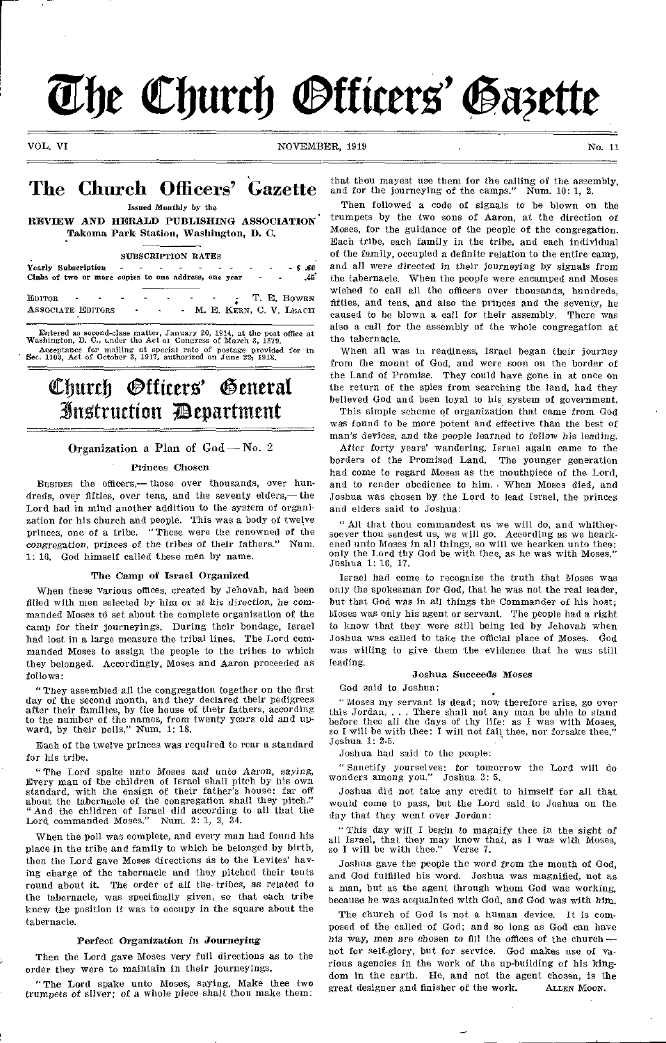# The Church Officers' Gazette

VOL. VI — NOVEMBER, 1919 — No. 11

## The Church Officers' Gazette

Issued Monthly by the

**REVIEW AND HERALD PUBLISHING ASSOCIATION**
Takoma Park Station, Washington, D. C.

SUBSCRIPTION RATES

| | |
|---|---|
| Yearly Subscription | $ .60 |
| Clubs of two or more copies to one address, one year | .45 |

| | |
|---|---|
| EDITOR | T. E. BOWEN |
| ASSOCIATE EDITORS | M. E. KERN, C. V. LEACH |

Entered as second-class matter, January 20, 1914, at the post office at Washington, D. C., under the Act of Congress of March 3, 1879.
Acceptance for mailing at special rate of postage provided for in Sec. 1103, Act of October 3, 1917, authorized on June 22, 1918.

# Church Officers' General Instruction Department

## Organization a Plan of God — No. 2

### Princes Chosen

BESIDES the officers,— those over thousands, over hundreds, over fifties, over tens, and the seventy elders,— the Lord had in mind another addition to the system of organization for his church and people. This was a body of twelve princes, one of a tribe. "These were the renowned of the congregation, princes of the tribes of their fathers." Num. 1: 16. God himself called these men by name.

### The Camp of Israel Organized

When these various offices, created by Jehovah, had been filled with men selected by him or at his direction, he commanded Moses to set about the complete organization of the camp for their journeyings. During their bondage, Israel had lost in a large measure the tribal lines. The Lord commanded Moses to assign the people to the tribes to which they belonged. Accordingly, Moses and Aaron proceeded as follows:

"They assembled all the congregation together on the first day of the second month, and they declared their pedigrees after their families, by the house of their fathers, according to the number of the names, from twenty years old and upward, by their polls." Num. 1: 18.

Each of the twelve princes was required to rear a standard for his tribe.

"The Lord spake unto Moses and unto Aaron, saying, Every man of the children of Israel shall pitch by his own standard, with the ensign of their father's house: far off about the tabernacle of the congregation shall they pitch." "And the children of Israel did according to all that the Lord commanded Moses." Num. 2: 1, 2, 34.

When the poll was complete, and every man had found his place in the tribe and family to which he belonged by birth, then the Lord gave Moses directions as to the Levites' having charge of the tabernacle and they pitched their tents round about it. The order of all the tribes, as related to the tabernacle, was specifically given, so that each tribe knew the position it was to occupy in the square about the tabernacle.

### Perfect Organization in Journeying

Then the Lord gave Moses very full directions as to the order they were to maintain in their journeyings.

"The Lord spake unto Moses, saying, Make thee two trumpets of silver; of a whole piece shalt thou make them: that thou mayest use them for the calling of the assembly, and for the journeying of the camps." Num. 10: 1, 2.

Then followed a code of signals to be blown on the trumpets by the two sons of Aaron, at the direction of Moses, for the guidance of the people of the congregation. Each tribe, each family in the tribe, and each individual of the family, occupied a definite relation to the entire camp, and all were directed in their journeying by signals from the tabernacle. When the people were encamped and Moses wished to call all the officers over thousands, hundreds, fifties, and tens, and also the princes and the seventy, he caused to be blown a call for their assembly. There was also a call for the assembly of the whole congregation at the tabernacle.

When all was in readiness, Israel began their journey from the mount of God, and were soon on the border of the Land of Promise. They could have gone in at once on the return of the spies from searching the land, had they believed God and been loyal to his system of government.

This simple scheme of organization that came from God was found to be more potent and effective than the best of man's devices, and the people learned to follow his leading.

After forty years' wandering, Israel again came to the borders of the Promised Land. The younger generation had come to regard Moses as the mouthpiece of the Lord, and to render obedience to him. When Moses died, and Joshua was chosen by the Lord to lead Israel, the princes and elders said to Joshua:

"All that thou commandest us we will do, and whithersoever thou sendest us, we will go. According as we hearkened unto Moses in all things, so will we hearken unto thee: only the Lord thy God be with thee, as he was with Moses." Joshua 1: 16, 17.

Israel had come to recognize the truth that Moses was only the spokesman for God, that he was not the real leader, but that God was in all things the Commander of his host; Moses was only his agent or servant. The people had a right to know that they were still being led by Jehovah when Joshua was called to take the official place of Moses. God was willing to give them the evidence that he was still leading.

### Joshua Succeeds Moses

God said to Joshua:

"Moses my servant is dead; now therefore arise, go over this Jordan. . . . There shall not any man be able to stand before thee all the days of thy life: as I was with Moses, so I will be with thee: I will not fail thee, nor forsake thee." Joshua 1: 2-5.

Joshua had said to the people:

"Sanctify yourselves: for tomorrow the Lord will do wonders among you." Joshua 3: 5.

Joshua did not take any credit to himself for all that would come to pass, but the Lord said to Joshua on the day that they went over Jordan:

"This day will I begin to magnify thee in the sight of all Israel, that they may know that, as I was with Moses, so I will be with thee." Verse 7.

Joshua gave the people the word from the mouth of God, and God fulfilled his word. Joshua was magnified, not as a man, but as the agent through whom God was working, because he was acquainted with God, and God was with him.

The church of God is not a human device. It is composed of the called of God; and so long as God can have his way, men are chosen to fill the offices of the church — not for self-glory, but for service. God makes use of various agencies in the work of the up-building of his kingdom in the earth. He, and not the agent chosen, is the great designer and finisher of the work.

ALLEN MOON.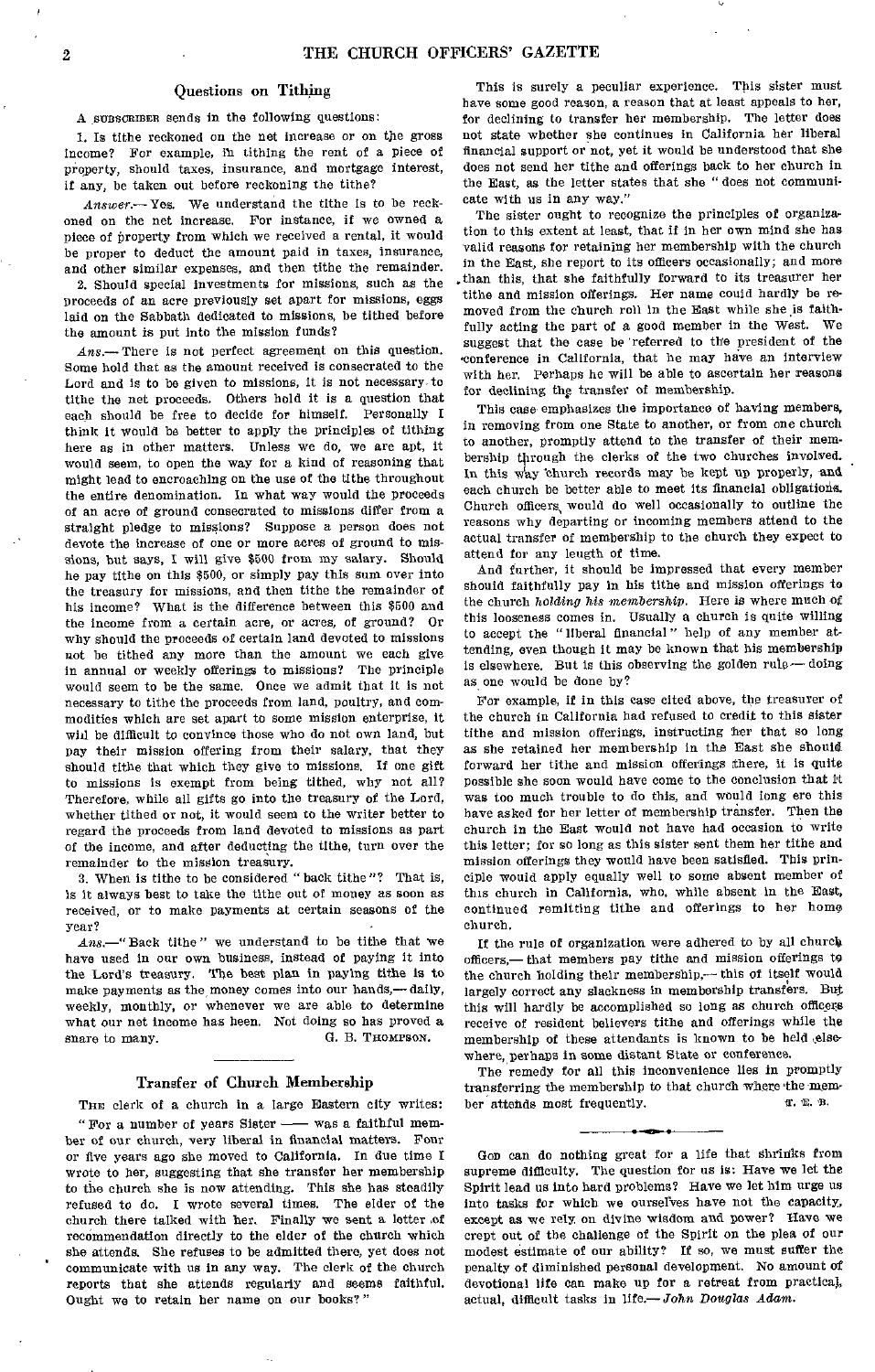## Questions on Tithing

A SUBSCRIBER sends in the following questions:

1. Is tithe reckoned on the net increase or on the gross income? For example, in tithing the rent of a piece of property, should taxes, insurance, and mortgage interest, if any, be taken out before reckoning the tithe?

*Answer.*— Yes. We understand the tithe is to be reckoned on the net increase. For instance, if we owned a piece of property from which we received a rental, it would be proper to deduct the amount paid in taxes, insurance, and other similar expenses, and then tithe the remainder.

2. Should special investments for missions, such as the proceeds of an acre previously set apart for missions, eggs laid on the Sabbath dedicated to missions, be tithed before the amount is put into the mission funds?

*Ans.*— There is not perfect agreement on this question. Some hold that as the amount received is consecrated to the Lord and is to be given to missions, it is not necessary to tithe the net proceeds. Others hold it is a question that each should be free to decide for himself. Personally I think it would be better to apply the principles of tithing here as in other matters. Unless we do, we are apt, it would seem, to open the way for a kind of reasoning that might lead to encroaching on the use of the tithe throughout the entire denomination. In what way would the proceeds of an acre of ground consecrated to missions differ from a straight pledge to missions? Suppose a person does not devote the increase of one or more acres of ground to missions, but says, I will give $500 from my salary. Should he pay tithe on this $500, or simply pay this sum over into the treasury for missions, and then tithe the remainder of his income? What is the difference between this $500 and the income from a certain acre, or acres, of ground? Or why should the proceeds of certain land devoted to missions not be tithed any more than the amount we each give in annual or weekly offerings to missions? The principle would seem to be the same. Once we admit that it is not necessary to tithe the proceeds from land, poultry, and commodities which are set apart to some mission enterprise, it will be difficult to convince those who do not own land, but pay their mission offering from their salary, that they should tithe that which they give to missions. If one gift to missions is exempt from being tithed, why not all? Therefore, while all gifts go into the treasury of the Lord, whether tithed or not, it would seem to the writer better to regard the proceeds from land devoted to missions as part of the income, and after deducting the tithe, turn over the remainder to the mission treasury.

3. When is tithe to be considered "back tithe"? That is, is it always best to take the tithe out of money as soon as received, or to make payments at certain seasons of the year?

*Ans.*—"Back tithe" we understand to be tithe that we have used in our own business, instead of paying it into the Lord's treasury. The best plan in paying tithe is to make payments as the money comes into our hands,— daily, weekly, monthly, or whenever we are able to determine what our net income has been. Not doing so has proved a snare to many.

G. B. THOMPSON.

## Transfer of Church Membership

THE clerk of a church in a large Eastern city writes:

"For a number of years Sister —— was a faithful member of our church, very liberal in financial matters. Four or five years ago she moved to California. In due time I wrote to her, suggesting that she transfer her membership to the church she is now attending. This she has steadily refused to do. I wrote several times. The elder of the church there talked with her. Finally we sent a letter of recommendation directly to the elder of the church which she attends. She refuses to be admitted there, yet does not communicate with us in any way. The clerk of the church reports that she attends regularly and seems faithful. Ought we to retain her name on our books?"

This is surely a peculiar experience. This sister must have some good reason, a reason that at least appeals to her, for declining to transfer her membership. The letter does not state whether she continues in California her liberal financial support or not, yet it would be understood that she does not send her tithe and offerings back to her church in the East, as the letter states that she "does not communicate with us in any way."

The sister ought to recognize the principles of organization to this extent at least, that if in her own mind she has valid reasons for retaining her membership with the church in the East, she report to its officers occasionally; and more than this, that she faithfully forward to its treasurer her tithe and mission offerings. Her name could hardly be removed from the church roll in the East while she is faithfully acting the part of a good member in the West. We suggest that the case be referred to the president of the conference in California, that he may have an interview with her. Perhaps he will be able to ascertain her reasons for declining the transfer of membership.

This case emphasizes the importance of having members, in removing from one State to another, or from one church to another, promptly attend to the transfer of their membership through the clerks of the two churches involved. In this way church records may be kept up properly, and each church be better able to meet its financial obligations. Church officers would do well occasionally to outline the reasons why departing or incoming members attend to the actual transfer of membership to the church they expect to attend for any length of time.

And further, it should be impressed that every member should faithfully pay in his tithe and mission offerings to the church *holding his membership*. Here is where much of this looseness comes in. Usually a church is quite willing to accept the "liberal financial" help of any member attending, even though it may be known that his membership is elsewhere. But is this observing the golden rule — doing as one would be done by?

For example, if in this case cited above, the treasurer of the church in California had refused to credit to this sister tithe and mission offerings, instructing her that so long as she retained her membership in the East she should forward her tithe and mission offerings there, it is quite possible she soon would have come to the conclusion that it was too much trouble to do this, and would long ere this have asked for her letter of membership transfer. Then the church in the East would not have had occasion to write this letter; for so long as this sister sent them her tithe and mission offerings they would have been satisfied. This principle would apply equally well to some absent member of this church in California, who, while absent in the East, continued remitting tithe and offerings to her home church.

If the rule of organization were adhered to by all church officers,— that members pay tithe and mission offerings to the church holding their membership,— this of itself would largely correct any slackness in membership transfers. But this will hardly be accomplished so long as church officers receive of resident believers tithe and offerings while the membership of these attendants is known to be held elsewhere, perhaps in some distant State or conference.

The remedy for all this inconvenience lies in promptly transferring the membership to that church where the member attends most frequently.

T. E. B.

---

GOD can do nothing great for a life that shrinks from supreme difficulty. The question for us is: Have we let the Spirit lead us into hard problems? Have we let him urge us into tasks for which we ourselves have not the capacity, except as we rely on divine wisdom and power? Have we crept out of the challenge of the Spirit on the plea of our modest estimate of our ability? If so, we must suffer the penalty of diminished personal development. No amount of devotional life can make up for a retreat from practical, actual, difficult tasks in life.— *John Douglas Adam.*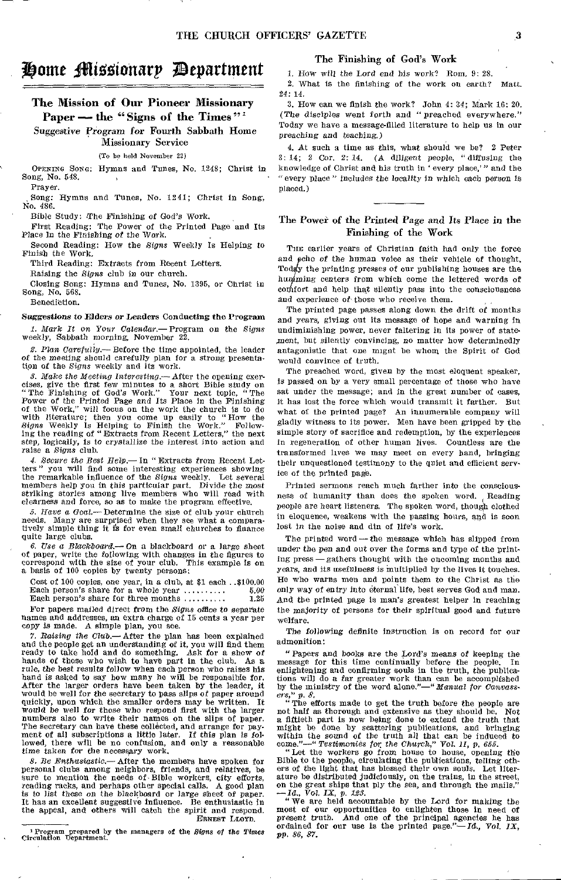# Home Missionary Department

## The Mission of Our Pioneer Missionary Paper — the "Signs of the Times"[1]

### Suggestive Program for Fourth Sabbath Home Missionary Service

(To be held November 22)

OPENING SONG: Hymns and Tunes, No. 1248; Christ in Song, No. 548.

Prayer.

Song: Hymns and Tunes, No. 1241; Christ in Song, No. 486.

Bible Study: The Finishing of God's Work.

First Reading: The Power of the Printed Page and Its Place in the Finishing of the Work.

Second Reading: How the *Signs* Weekly Is Helping to Finish the Work.

Third Reading: Extracts from Recent Letters.

Raising the *Signs* club in our church.

Closing Song: Hymns and Tunes, No. 1395, or Christ in Song, No. 568.

Benediction.

**Suggestions to Elders or Leaders Conducting the Program**

*1. Mark It on Your Calendar.*— Program on the *Signs* weekly, Sabbath morning, November 22.

*2. Plan Carefully.*— Before the time appointed, the leader of the meeting should carefully plan for a strong presentation of the *Signs* weekly and its work.

*3. Make the Meeting Interesting.*— After the opening exercises, give the first few minutes to a short Bible study on "The Finishing of God's Work." Your next topic, "The Power of the Printed Page and Its Place in the Finishing of the Work," will focus on the work the church is to do with literature; then you come up easily to "How the *Signs* Weekly Is Helping to Finish the Work." Following the reading of "Extracts from Recent Letters," the next step, logically, is to crystallize the interest into action and raise a *Signs* club.

*4. Secure the Best Help.*— In "Extracts from Recent Letters" you will find some interesting experiences showing the remarkable influence of the *Signs* weekly. Let several members help you in this particular part. Divide the most striking stories among live members who will read with clearness and force, so as to make the program effective.

*5. Have a Goal.*— Determine the size of club your church needs. Many are surprised when they see what a comparatively simple thing it is for even small churches to finance quite large clubs.

*6. Use a Blackboard.*— On a blackboard or a large sheet of paper, write the following with changes in the figures to correspond with the size of your club. This example is on a basis of 100 copies by twenty persons:

| | |
|---|---|
| Cost of 100 copies, one year, in a club, at $1 each .. | $100.00 |
| Each person's share for a whole year .......... | 5.00 |
| Each person's share for three months .......... | 1.25 |

For papers mailed direct from the *Signs* office to separate names and addresses, an extra charge of 15 cents a year per copy is made. A simple plan, you see.

*7. Raising the Club.*— After the plan has been explained and the people get an understanding of it, you will find them ready to take hold and do something. Ask for a show of hands of those who wish to have part in the club. As a rule, the best results follow when each person who raises his hand is asked to say how many he will be responsible for. After the larger orders have been taken by the leader, it would be well for the secretary to pass slips of paper around quickly, upon which the smaller orders may be written. It would be well for those who respond first with the larger numbers also to write their names on the slips of paper. The secretary can have these collected, and arrange for payment of all subscriptions a little later. If this plan is followed, there will be no confusion, and only a reasonable time taken for the necessary work.

*8. Be Enthusiastic.*— After the members have spoken for personal clubs among neighbors, friends, and relatives, be sure to mention the needs of Bible workers, city efforts, reading racks, and perhaps other special calls. A good plan is to list these on the blackboard or large sheet of paper. It has an excellent suggestive influence. Be enthusiastic in the appeal, and others will catch the spirit and respond.

ERNEST LLOYD.

[1] Program prepared by the managers of the *Signs of the Times* Circulation Department.

### The Finishing of God's Work

1. How will the Lord end his work? Rom. 9: 28.

2. What is the finishing of the work on earth? Matt. 24: 14.

3. How can we finish the work? John 4: 34; Mark 16: 20. (The disciples went forth and "preached everywhere." Today we have a message-filled literature to help us in our preaching and teaching.)

4. At such a time as this, what should we be? 2 Peter 3: 14; 2 Cor. 2: 14. (A diligent people, "diffusing the knowledge of Christ and his truth in 'every place,'" and the "every place" includes the locality in which each person is placed.)

### The Power of the Printed Page and Its Place in the Finishing of the Work

THE earlier years of Christian faith had only the force and echo of the human voice as their vehicle of thought. Today the printing presses of our publishing houses are the humming centers from which come the lettered words of comfort and help that silently pass into the consciousness and experience of those who receive them.

The printed page passes along down the drift of months and years, giving out its message of hope and warning in undiminishing power, never faltering in its power of statement, but silently convincing, no matter how determinedly antagonistic that one might be whom the Spirit of God would convince of truth.

The preached word, given by the most eloquent speaker, is passed on by a very small percentage of those who have sat under the message; and in the great number of cases, it has lost the force which would transmit it farther. But what of the printed page? An innumerable company will gladly witness to its power. Men have been gripped by the simple story of sacrifice and redemption, by the experiences in regeneration of other human lives. Countless are the transformed lives we may meet on every hand, bringing their unquestioned testimony to the quiet and efficient service of the printed page.

Printed sermons reach much farther into the consciousness of humanity than does the spoken word. Reading people are heart listeners. The spoken word, though clothed in eloquence, weakens with the passing hours, and is soon lost in the noise and din of life's work.

The printed word — the message which has slipped from under the pen and out over the forms and type of the printing press — gathers thought with the oncoming months and years, and its usefulness is multiplied by the lives it touches. He who warns men and points them to the Christ as the only way of entry into eternal life, best serves God and man. And the printed page is man's greatest helper in reaching the majority of persons for their spiritual good and future welfare.

The following definite instruction is on record for our admonition:

"Papers and books are the Lord's means of keeping the message for this time continually before the people. In enlightening and confirming souls in the truth, the publications will do a far greater work than can be accomplished by the ministry of the word alone."—"*Manual for Canvassers*," *p. 8.*

"The efforts made to get the truth before the people are not half as thorough and extensive as they should be. Not a fiftieth part is now being done to extend the truth that might be done by scattering publications, and bringing within the sound of the truth all that can be induced to come."—"*Testimonies for the Church*," *Vol. II, p. 655.*

"Let the workers go from house to house, opening the Bible to the people, circulating the publications, telling others of the light that has blessed their own souls. Let literature be distributed judiciously, on the trains, in the street, on the great ships that ply the sea, and through the mails."—*Id., Vol. IX, p. 123.*

"We are held accountable by the Lord for making the most of our opportunities to enlighten those in need of present truth. And one of the principal agencies he has ordained for our use is the printed page."—*Id., Vol. IX, pp. 86, 87.*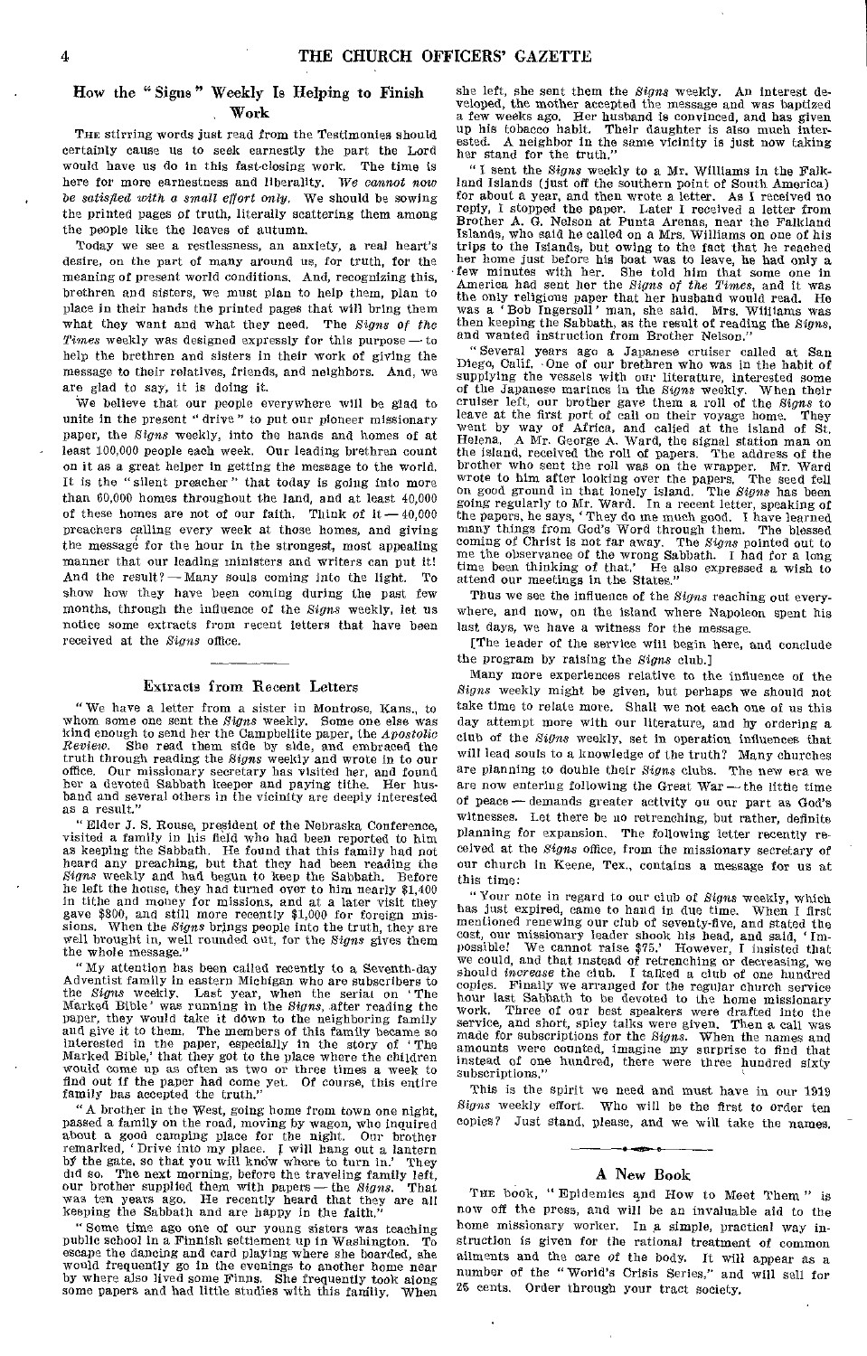## How the "Signs" Weekly Is Helping to Finish Work

THE stirring words just read from the Testimonies should certainly cause us to seek earnestly the part the Lord would have us do in this fast-closing work. The time is here for more earnestness and liberality. *We cannot now be satisfied with a small effort only.* We should be sowing the printed pages of truth, literally scattering them among the people like the leaves of autumn.

Today we see a restlessness, an anxiety, a real heart's desire, on the part of many around us, for truth, for the meaning of present world conditions. And, recognizing this, brethren and sisters, we must plan to help them, plan to place in their hands the printed pages that will bring them what they want and what they need. The *Signs of the Times* weekly was designed expressly for this purpose — to help the brethren and sisters in their work of giving the message to their relatives, friends, and neighbors. And, we are glad to say, it is doing it.

We believe that our people everywhere will be glad to unite in the present "drive" to put our pioneer missionary paper, the *Signs* weekly, into the hands and homes of at least 100,000 people each week. Our leading brethren count on it as a great helper in getting the message to the world. It is the "silent preacher" that today is going into more than 60,000 homes throughout the land, and at least 40,000 of these homes are not of our faith. Think of it — 40,000 preachers calling every week at those homes, and giving the message for the hour in the strongest, most appealing manner that our leading ministers and writers can put it! And the result? — Many souls coming into the light. To show how they have been coming during the past few months, through the influence of the *Signs* weekly, let us notice some extracts from recent letters that have been received at the *Signs* office.

### Extracts from Recent Letters

"We have a letter from a sister in Montrose, Kans., to whom some one sent the *Signs* weekly. Some one else was kind enough to send her the Campbellite paper, the *Apostolic Review*. She read them side by side, and embraced the truth through reading the *Signs* weekly and wrote in to our office. Our missionary secretary has visited her, and found her a devoted Sabbath keeper and paying tithe. Her husband and several others in the vicinity are deeply interested as a result."

"Elder J. S. Rouse, president of the Nebraska Conference, visited a family in his field who had been reported to him as keeping the Sabbath. He found that this family had not heard any preaching, but that they had been reading the *Signs* weekly and had begun to keep the Sabbath. Before he left the house, they had turned over to him nearly $1,400 in tithe and money for missions, and at a later visit they gave $800, and still more recently $1,000 for foreign missions. When the *Signs* brings people into the truth, they are well brought in, well rounded out, for the *Signs* gives them the whole message."

"My attention has been called recently to a Seventh-day Adventist family in eastern Michigan who are subscribers to the *Signs* weekly. Last year, when the serial on 'The Marked Bible' was running in the *Signs*, after reading the paper, they would take it down to the neighboring family and give it to them. The members of this family became so interested in the paper, especially in the story of 'The Marked Bible,' that they got to the place where the children would come up as often as two or three times a week to find out if the paper had come yet. Of course, this entire family has accepted the truth."

"A brother in the West, going home from town one night, passed a family on the road, moving by wagon, who inquired about a good camping place for the night. Our brother remarked, 'Drive into my place. I will hang out a lantern by the gate, so that you will know where to turn in.' They did so. The next morning, before the traveling family left, our brother supplied them with papers — the *Signs*. That was ten years ago. He recently heard that they are all keeping the Sabbath and are happy in the faith."

"Some time ago one of our young sisters was teaching public school in a Finnish settlement up in Washington. To escape the dancing and card playing where she boarded, she would frequently go in the evenings to another home near by where also lived some Finns. She frequently took along some papers and had little studies with this family. When she left, she sent them the *Signs* weekly. An interest developed, the mother accepted the message and was baptized a few weeks ago. Her husband is convinced, and has given up his tobacco habit. Their daughter is also much interested. A neighbor in the same vicinity is just now taking her stand for the truth."

"I sent the *Signs* weekly to a Mr. Williams in the Falkland Islands (just off the southern point of South America) for about a year, and then wrote a letter. As I received no reply, I stopped the paper. Later I received a letter from Brother A. G. Nelson at Punta Arenas, near the Falkland Islands, who said he called on a Mrs. Williams on one of his trips to the Islands, but owing to the fact that he reached her home just before his boat was to leave, he had only a few minutes with her. She told him that some one in America had sent her the *Signs of the Times*, and it was the only religious paper that her husband would read. He was a 'Bob Ingersoll' man, she said. Mrs. Williams was then keeping the Sabbath, as the result of reading the *Signs*, and wanted instruction from Brother Nelson."

"Several years ago a Japanese cruiser called at San Diego, Calif. One of our brethren who was in the habit of supplying the vessels with our literature, interested some of the Japanese marines in the *Signs* weekly. When their cruiser left, our brother gave them a roll of the *Signs* to leave at the first port of call on their voyage home. They went by way of Africa, and called at the island of St. Helena. A Mr. George A. Ward, the signal station man on the island, received the roll of papers. The address of the brother who sent the roll was on the wrapper. Mr. Ward wrote to him after looking over the papers. The seed fell on good ground in that lonely island. The *Signs* has been going regularly to Mr. Ward. In a recent letter, speaking of the papers, he says, 'They do me much good. I have learned many things from God's Word through them. The blessed coming of Christ is not far away. The *Signs* pointed out to me the observance of the wrong Sabbath. I had for a long time been thinking of that.' He also expressed a wish to attend our meetings in the States."

Thus we see the influence of the *Signs* reaching out everywhere, and now, on the island where Napoleon spent his last days, we have a witness for the message.

[The leader of the service will begin here, and conclude the program by raising the *Signs* club.]

Many more experiences relative to the influence of the *Signs* weekly might be given, but perhaps we should not take time to relate more. Shall we not each one of us this day attempt more with our literature, and by ordering a club of the *Signs* weekly, set in operation influences that will lead souls to a knowledge of the truth? Many churches are planning to double their *Signs* clubs. The new era we are now entering following the Great War — the little time of peace — demands greater activity on our part as God's witnesses. Let there be no retrenching, but rather, definite planning for expansion. The following letter recently received at the *Signs* office, from the missionary secretary of our church in Keene, Tex., contains a message for us at this time:

"Your note in regard to our club of *Signs* weekly, which has just expired, came to hand in due time. When I first mentioned renewing our club of seventy-five, and stated the cost, our missionary leader shook his head, and said, 'Impossible! We cannot raise $75.' However, I insisted that we could, and that instead of retrenching or decreasing, we should *increase* the club. I talked a club of one hundred copies. Finally we arranged for the regular church service hour last Sabbath to be devoted to the home missionary work. Three of our best speakers were drafted into the service, and short, spicy talks were given. Then a call was made for subscriptions for the *Signs*. When the names and amounts were counted, imagine my surprise to find that instead of one hundred, there were three hundred sixty subscriptions."

This is the spirit we need and must have in our 1919 *Signs* weekly effort. Who will be the first to order ten copies? Just stand, please, and we will take the names.

---

## A New Book

THE book, "Epidemics and How to Meet Them" is now off the press, and will be an invaluable aid to the home missionary worker. In a simple, practical way instruction is given for the rational treatment of common ailments and the care of the body. It will appear as a number of the "World's Crisis Series," and will sell for 25 cents. Order through your tract society.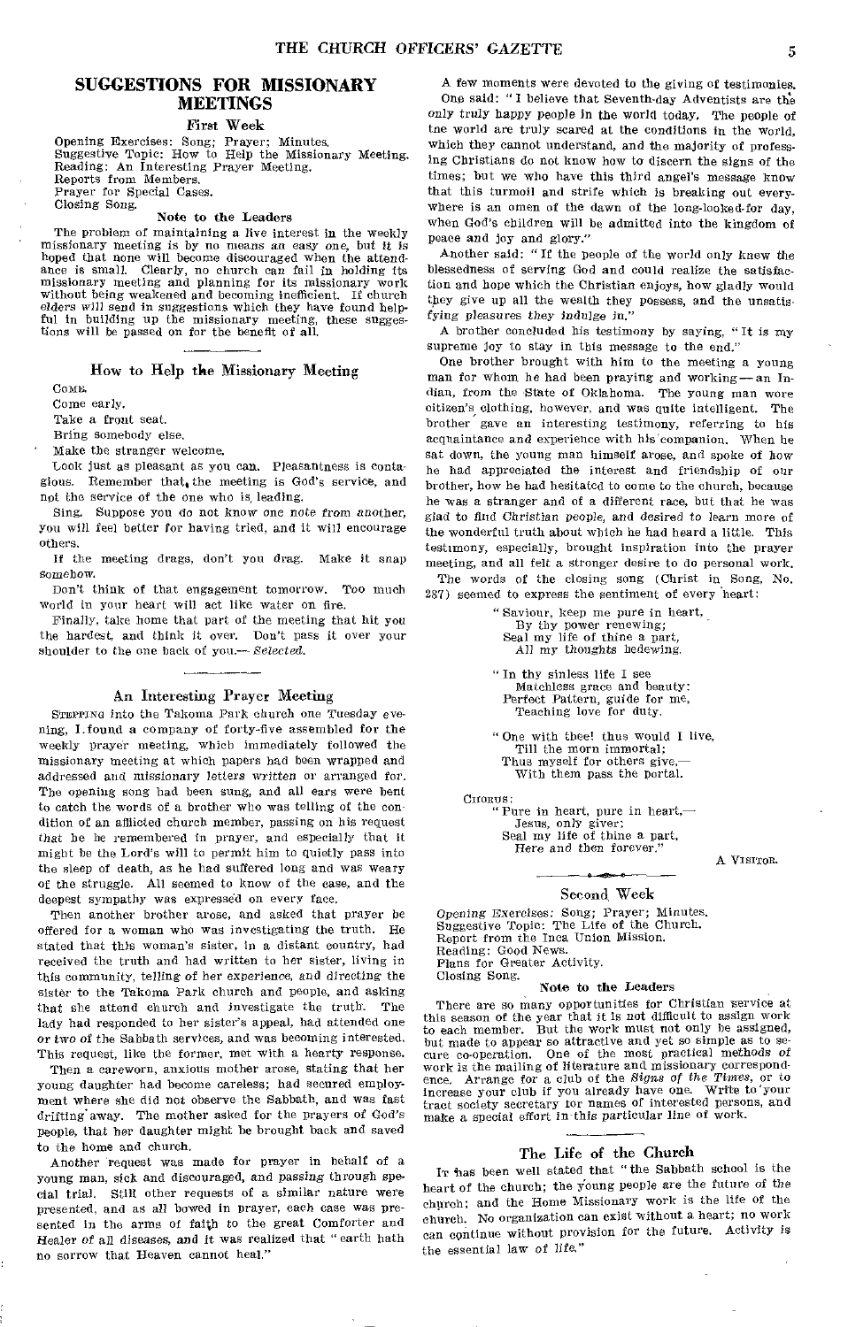## SUGGESTIONS FOR MISSIONARY MEETINGS

### First Week

Opening Exercises: Song; Prayer; Minutes.
Suggestive Topic: How to Help the Missionary Meeting.
Reading: An Interesting Prayer Meeting.
Reports from Members.
Prayer for Special Cases.
Closing Song.

**Note to the Leaders**

The problem of maintaining a live interest in the weekly missionary meeting is by no means an easy one, but it is hoped that none will become discouraged when the attendance is small. Clearly, no church can fail in holding its missionary meeting and planning for its missionary work without being weakened and becoming inefficient. If church elders will send in suggestions which they have found helpful in building up the missionary meeting, these suggestions will be passed on for the benefit of all.

### How to Help the Missionary Meeting

COME.

Come early.

Take a front seat.

Bring somebody else.

Make the stranger welcome.

Look just as pleasant as you can. Pleasantness is contagious. Remember that, the meeting is God's service, and not the service of the one who is leading.

Sing. Suppose you do not know one note from another, you will feel better for having tried, and it will encourage others.

If the meeting drags, don't you drag. Make it snap somehow.

Don't think of that engagement tomorrow. Too much world in your heart will act like water on fire.

Finally, take home that part of the meeting that hit you the hardest, and think it over. Don't pass it over your shoulder to the one back of you.— *Selected.*

### An Interesting Prayer Meeting

STEPPING into the Takoma Park church one Tuesday evening, I found a company of forty-five assembled for the weekly prayer meeting, which immediately followed the missionary meeting at which papers had been wrapped and addressed and missionary letters written or arranged for. The opening song had been sung, and all ears were bent to catch the words of a brother who was telling of the condition of an afflicted church member, passing on his request that he be remembered in prayer, and especially that it might be the Lord's will to permit him to quietly pass into the sleep of death, as he had suffered long and was weary of the struggle. All seemed to know of the case, and the deepest sympathy was expressed on every face.

Then another brother arose, and asked that prayer be offered for a woman who was investigating the truth. He stated that this woman's sister, in a distant country, had received the truth and had written to her sister, living in this community, telling of her experience, and directing the sister to the Takoma Park church and people, and asking that she attend church and investigate the truth. The lady had responded to her sister's appeal, had attended one or two of the Sabbath services, and was becoming interested. This request, like the former, met with a hearty response.

Then a careworn, anxious mother arose, stating that her young daughter had become careless; had secured employment where she did not observe the Sabbath, and was fast drifting away. The mother asked for the prayers of God's people, that her daughter might be brought back and saved to the home and church.

Another request was made for prayer in behalf of a young man, sick and discouraged, and passing through special trial. Still other requests of a similar nature were presented, and as all bowed in prayer, each case was presented in the arms of faith to the great Comforter and Healer of all diseases, and it was realized that "earth hath no sorrow that Heaven cannot heal."

A few moments were devoted to the giving of testimonies. One said: "I believe that Seventh-day Adventists are the only truly happy people in the world today. The people of the world are truly scared at the conditions in the world, which they cannot understand, and the majority of professing Christians do not know how to discern the signs of the times; but we who have this third angel's message know that this turmoil and strife which is breaking out everywhere is an omen of the dawn of the long-looked-for day, when God's children will be admitted into the kingdom of peace and joy and glory."

Another said: "If the people of the world only knew the blessedness of serving God and could realize the satisfaction and hope which the Christian enjoys, how gladly would they give up all the wealth they possess, and the unsatisfying pleasures they indulge in."

A brother concluded his testimony by saying, "It is my supreme joy to stay in this message to the end."

One brother brought with him to the meeting a young man for whom he had been praying and working — an Indian, from the State of Oklahoma. The young man wore citizen's clothing, however, and was quite intelligent. The brother gave an interesting testimony, referring to his acquaintance and experience with his companion. When he sat down, the young man himself arose, and spoke of how he had appreciated the interest and friendship of our brother, how he had hesitated to come to the church, because he was a stranger and of a different race, but that he was glad to find Christian people, and desired to learn more of the wonderful truth about which he had heard a little. This testimony, especially, brought inspiration into the prayer meeting, and all felt a stronger desire to do personal work.

The words of the closing song (Christ in Song, No. 287) seemed to express the sentiment of every heart:

> "Saviour, keep me pure in heart,
> By thy power renewing;
> Seal my life of thine a part,
> All my thoughts bedewing.
>
> "In thy sinless life I see
> Matchless grace and beauty:
> Perfect Pattern, guide for me,
> Teaching love for duty.
>
> "One with thee! thus would I live,
> Till the morn immortal;
> Thus myself for others give,—
> With them pass the portal.
>
> CHORUS:
> "Pure in heart, pure in heart,—
> Jesus, only giver;
> Seal my life of thine a part,
> Here and then forever."

A VISITOR.

### Second Week

*Opening Exercises:* Song; Prayer; Minutes.
Suggestive Topic: The Life of the Church.
Report from the Inca Union Mission.
Reading: Good News.
Plans for Greater Activity.
Closing Song.

**Note to the Leaders**

There are so many opportunities for Christian service at this season of the year that it is not difficult to assign work to each member. But the work must not only be assigned, but made to appear so attractive and yet so simple as to secure co-operation. One of the most practical methods of work is the mailing of literature and missionary correspondence. Arrange for a club of the *Signs of the Times*, or to increase your club if you already have one. Write to your tract society secretary for names of interested persons, and make a special effort in this particular line of work.

### The Life of the Church

IT has been well stated that "the Sabbath school is the heart of the church; the young people are the future of the church; and the Home Missionary work is the life of the church. No organization can exist without a heart; no work can continue without provision for the future. Activity is the essential law of life."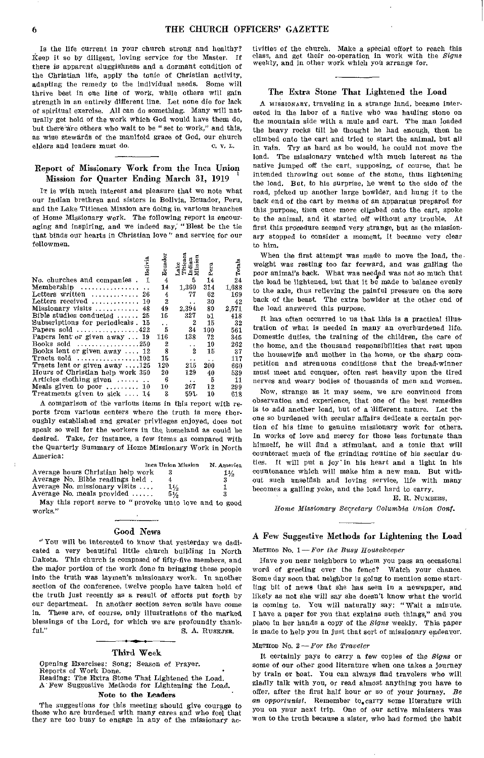Is the life current in your church strong and healthy? Keep it so by diligent, loving service for the Master. If there is apparent sluggishness and a dormant condition of the Christian life, apply the tonic of Christian activity, adapting the remedy to the individual needs. Some will thrive best in one line of work, while others will gain strength in an entirely different line. Let none die for lack of spiritual exercise. All can do something. Many will naturally get hold of the work which God would have them do, but there are others who wait to be "set to work," and this, as wise stewards of the manifold grace of God, our church elders and leaders must do. C. V. L.

## Report of Missionary Work from the Inca Union Mission for Quarter Ending March 31, 1919

It is with much interest and pleasure that we note what our Indian brethren and sisters in Bolivia, Ecuador, Peru, and the Lake Titicaca Mission are doing in various branches of Home Missionary work. The following report is encouraging and inspiring, and we indeed say, "Blest be the tie that binds our hearts in Christian love" and service for our fellowmen.

| | Bolivia | Ecuador | Lake Titicaca Indian Mission | Peru | Totals |
|---|---|---|---|---|---|
| No. churches and companies | 1 | 4 | 5 | 14 | 24 |
| Membership | .. | 14 | 1,360 | 314 | 1,688 |
| Letters written | 26 | 4 | 77 | 62 | 169 |
| Letters received | 10 | 2 | .. | 30 | 42 |
| Missionary visits | 48 | 49 | 2,394 | 80 | 2,571 |
| Bible studies conducted | 25 | 15 | 327 | 51 | 418 |
| Subscriptions for periodicals | 15 | .. | 2 | 15 | 32 |
| Papers sold | 422 | 5 | 34 | 100 | 561 |
| Papers lent or given away | 19 | 116 | 138 | 72 | 345 |
| Books sold | 250 | 2 | .. | 10 | 262 |
| Books lent or given away | 12 | 8 | 2 | 15 | 37 |
| Tracts sold | 102 | 15 | .. | .. | 117 |
| Tracts lent or given away | 125 | 120 | 215 | 200 | 660 |
| Hours of Christian help work | 350 | 20 | 129 | 40 | 539 |
| Articles clothing given | .. | 6 | .. | 5 | 11 |
| Meals given to poor | 10 | 10 | 267 | 12 | 299 |
| Treatments given to sick | 14 | 3 | 591 | 10 | 618 |

A comparison of the various items in this report with reports from various centers where the truth is more thoroughly established and greater privileges enjoyed, does not speak so well for the workers in the homeland as could be desired. Take, for instance, a few items as compared with the Quarterly Summary of Home Missionary Work in North America:

| | Inca Union Mission | N. America |
|---|---|---|
| Average hours Christian help work | 3 | 1½ |
| Average No. Bible readings held | 4 | 3 |
| Average No. missionary visits | 1½ | 1 |
| Average No. meals provided | 5½ | 3 |

May this report serve to "provoke unto love and to good works."

## Good News

"You will be interested to know that yesterday we dedicated a very beautiful little church building in North Dakota. This church is composed of fifty-five members, and the major portion of the work done in bringing these people into the truth was laymen's missionary work. In another section of the conference, twelve people have taken hold of the truth just recently as a result of efforts put forth by our department. In another section seven souls have come in. These are, of course, only illustrations of the marked blessings of the Lord, for which we are profoundly thankful." S. A. Ruskjer.

## Third Week

Opening Exercises: Song; Season of Prayer.
Reports of Work Done.
Reading: The Extra Stone That Lightened the Load.
A Few Suggestive Methods for Lightening the Load.

### Note to the Leaders

The suggestions for this meeting should give courage to those who are burdened with many cares and who feel that they are too busy to engage in any of the missionary activities of the church. Make a special effort to reach this class, and get their co-operation in work with the *Signs* weekly, and in other work which you arrange for.

## The Extra Stone That Lightened the Load

A missionary, traveling in a strange land, became interested in the labor of a native who was hauling stone on the mountain side with a mule and cart. The man loaded the heavy rocks till he thought he had enough, then he climbed onto the cart and tried to start the animal, but all in vain. Try as hard as he would, he could not move the load. The missionary watched with much interest as the native jumped off the cart, supposing, of course, that he intended throwing out some of the stone, thus lightening the load. But, to his surprise, he went to the side of the road, picked up another large bowlder, and hung it to the back end of the cart by means of an apparatus prepared for this purpose, then once more climbed onto the cart, spoke to the animal, and it started off without any trouble. At first this procedure seemed very strange, but as the missionary stopped to consider a moment, it became very clear to him.

When the first attempt was made to move the load, the weight was resting too far forward, and was galling the poor animal's back. What was needed was not so much that the load be lightened, but that it be made to balance evenly to the axle, thus relieving the painful pressure on the sore back of the beast. The extra bowlder at the other end of the load answered this purpose.

It has often occurred to us that this is a practical illustration of what is needed in many an overburdened life. Domestic duties, the training of the children, the care of the home, and the thousand responsibilities that rest upon the housewife and mother in the home, or the sharp competition and strenuous conditions that the bread-winner must meet and conquer, often rest heavily upon the tired nerves and weary bodies of thousands of men and women.

Now, strange as it may seem, we are convinced from observation and experience, that one of the best remedies is to add another load, but of a different nature. Let the one so burdened with secular affairs dedicate a certain portion of his time to genuine missionary work for others. In works of love and mercy for those less fortunate than himself, he will find a stimulant, and a tonic that will counteract much of the grinding routine of his secular duties. It will put a joy in his heart and a light in his countenance which will make him a new man. But without such unselfish and loving service, life with many becomes a galling yoke, and the load hard to carry.

E. R. Numbers,

*Home Missionary Secretary Columbia Union Conf.*

## A Few Suggestive Methods for Lightening the Load

Method No. 1 — *For the Busy Housekeeper*

Have you near neighbors to whom you pass an occasional word of greeting over the fence? Watch your chance. Some day soon that neighbor is going to mention some startling bit of news that she has seen in a newspaper, and likely as not she will say she doesn't know what the world is coming to. You will naturally say: "Wait a minute. I have a paper for you that explains such things," and you place in her hands a copy of the *Signs* weekly. This paper is made to help you in just that sort of missionary endeavor.

Method No. 2 — *For the Traveler*

It certainly pays to carry a few copies of the *Signs* or some of our other good literature when one takes a journey by train or boat. You can always find travelers who will gladly talk with you, or read almost anything you have to offer, after the first half hour or so of your journey. *Be an opportunist.* Remember to carry some literature with you on your next trip. One of our active ministers was won to the truth because a sister, who had formed the habit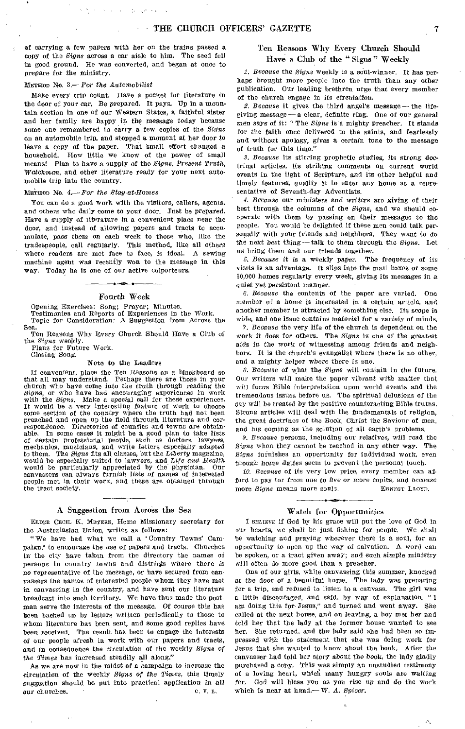of carrying a few papers with her on the trains passed a copy of the *Signs* across a car aisle to him. The seed fell in good ground. He was converted, and began at once to prepare for the ministry.

METHOD No. 3.— *For the Automobilist*

Make every trip count. Have a pocket for literature in the door of your car. Be prepared. It pays. Up in a mountain section in one of our Western States, a faithful sister and her family are happy in the message today because some one remembered to carry a few copies of the *Signs* on an automobile trip, and stopped a moment at her door to leave a copy of the paper. That small effort changed a household. How little we know of the power of small means! Plan to have a supply of the *Signs, Present Truth, Watchman,* and other literature ready for your next automobile trip into the country.

METHOD No. 4.— *For the Stay-at-Homes*

You can do a good work with the visitors, callers, agents, and others who daily come to your door. Just be prepared. Have a supply of literature in a convenient place near the door, and instead of allowing papers and tracts to accumulate, pass them on each week to those who, like the tradespeople, call regularly. This method, like all others where readers are met face to face, is ideal. A sewing machine agent was recently won to the message in this way. Today he is one of our active colporteurs.

## Fourth Week

Opening Exercises: Song; Prayer; Minutes.
Testimonies and Reports of Experiences in the Work.
Topic for Consideration: A Suggestion from Across the Sea.
Ten Reasons Why Every Church Should Have a Club of the *Signs* weekly.
Plans for Future Work.
Closing Song.

### Note to the Leaders

If convenient, place the Ten Reasons on a blackboard so that all may understand. Perhaps there are those in your church who have come into the truth through reading the *Signs*, or who have had encouraging experiences in work with the *Signs*. Make a special call for these experiences. It would be a very interesting feature of work to choose some section of the country where the truth had not been preached and open up the field through literature and correspondence. Directories of counties and towns are obtainable. In some cases it might be a good plan to take lists of certain professional people, such as doctors, lawyers, mechanics, musicians, and write letters especially adapted to them. The *Signs* fits all classes, but the *Liberty* magazine, would be especially suited to lawyers, and *Life and Health* would be particularly appreciated by the physician. Our canvassers can always furnish lists of names of interested people met in their work, and these are obtained through the tract society.

## A Suggestion from Across the Sea

ELDER CECIL K. MEYERS, Home Missionary secretary for the Australasian Union, writes as follows:

"We have had what we call a 'Country Towns' Campaign,' to encourage the use of papers and tracts. Churches in the city have taken from the directory the names of persons in country towns and districts where there is no representative of the message, or have secured from canvassers the names of interested people whom they have met in canvassing in the country, and have sent our literature broadcast into such territory. We have thus made the postman serve the interests of the message. Of course this has been backed up by letters written periodically to those to whom literature has been sent, and some good replies have been received. The result has been to engage the interests of our people afresh in work with our papers and tracts, and in consequence the circulation of the weekly *Signs of the Times* has increased steadily all along."

As we are now in the midst of a campaign to increase the circulation of the weekly *Signs of the Times*, this timely suggestion should be put into practical application in all our churches. C. V. L.

## Ten Reasons Why Every Church Should Have a Club of the "Signs" Weekly

*1. Because* the *Signs* weekly is a soul-winner. It has perhaps brought more people into the truth than any other publication. Our leading brethren urge that every member of the church engage in its circulation.

*2. Because* it gives the third angel's message — the life-giving message — a clear, definite ring. One of our general men says of it: "The *Signs* is a mighty preacher. It stands for the faith once delivered to the saints, and fearlessly and without apology, gives a certain tone to the message of truth for this time."

*3. Because* its stirring prophetic studies, its strong doctrinal articles, its striking comments on current world events in the light of Scripture, and its other helpful and timely features, qualify it to enter any home as a representative of Seventh-day Adventists.

*4. Because* our ministers and writers are giving of their best through the columns of the *Signs*, and we should cooperate with them by passing on their messages to the people. You would be delighted if these men could talk personally with your friends and neighbors. They want to do the next best thing — talk to them through the *Signs*. Let us bring them and our friends together.

*5. Because* it is a weekly paper. The frequency of its visits is an advantage. It slips into the mail boxes of some 60,000 homes regularly every week, giving its messages in a quiet yet persistent manner.

*6. Because* the contents of the paper are varied. One member of a home is interested in a certain article, and another member is attracted by something else. Its scope is wide, and one issue contains material for a variety of minds.

*7. Because* the very life of the church is dependent on the work it does for others. The *Signs* is one of the greatest aids in the work of witnessing among friends and neighbors. It is the church's evangelist where there is no other, and a mighty helper where there is one.

*8. Because* of what the *Signs* will contain in the future. Our writers will make the paper vibrant with matter that will focus Bible interpretation upon world events and the tremendous issues before us. The spiritual delusions of the day will be treated by the positive counteracting Bible truths. Strong articles will deal with the fundamentals of religion, the great doctrines of the Book, Christ the Saviour of men, and his coming as the solution of all earth's problems.

*9. Because* persons, including our relatives, will read the *Signs* when they cannot be reached in any other way. The *Signs* furnishes an opportunity for individual work, even though home duties seem to prevent the personal touch.

*10. Because* of its very low price, every member can afford to pay for from one to five or more copies, and *because* more *Signs* means more souls. ERNEST LLOYD.

## Watch for Opportunities

I BELIEVE if God by his grace will put the love of God in our hearts, we shall be just fishing for people. We shall be watching and praying wherever there is a soul, for an opportunity to open up the way of salvation. A word can be spoken, or a tract given away; and such simple ministry will often do more good than a preacher.

One of our girls, while canvassing this summer, knocked at the door of a beautiful home. The lady was preparing for a trip, and refused to listen to a canvass. The girl was a little discouraged, and said, by way of explanation, "I am doing this for Jesus," and turned and went away. She called at the next house, and on leaving, a boy met her and told her that the lady at the former house wanted to see her. She returned, and the lady said she had been so impressed with the statement that she was doing work for Jesus that she wanted to know about the book. After the canvasser had told her story about the book, the lady gladly purchased a copy. This was simply an unstudied testimony of a loving heart, which many hungry souls are waiting for. God will bless you as you rise up and do the work which is near at hand.— *W. A. Spicer.*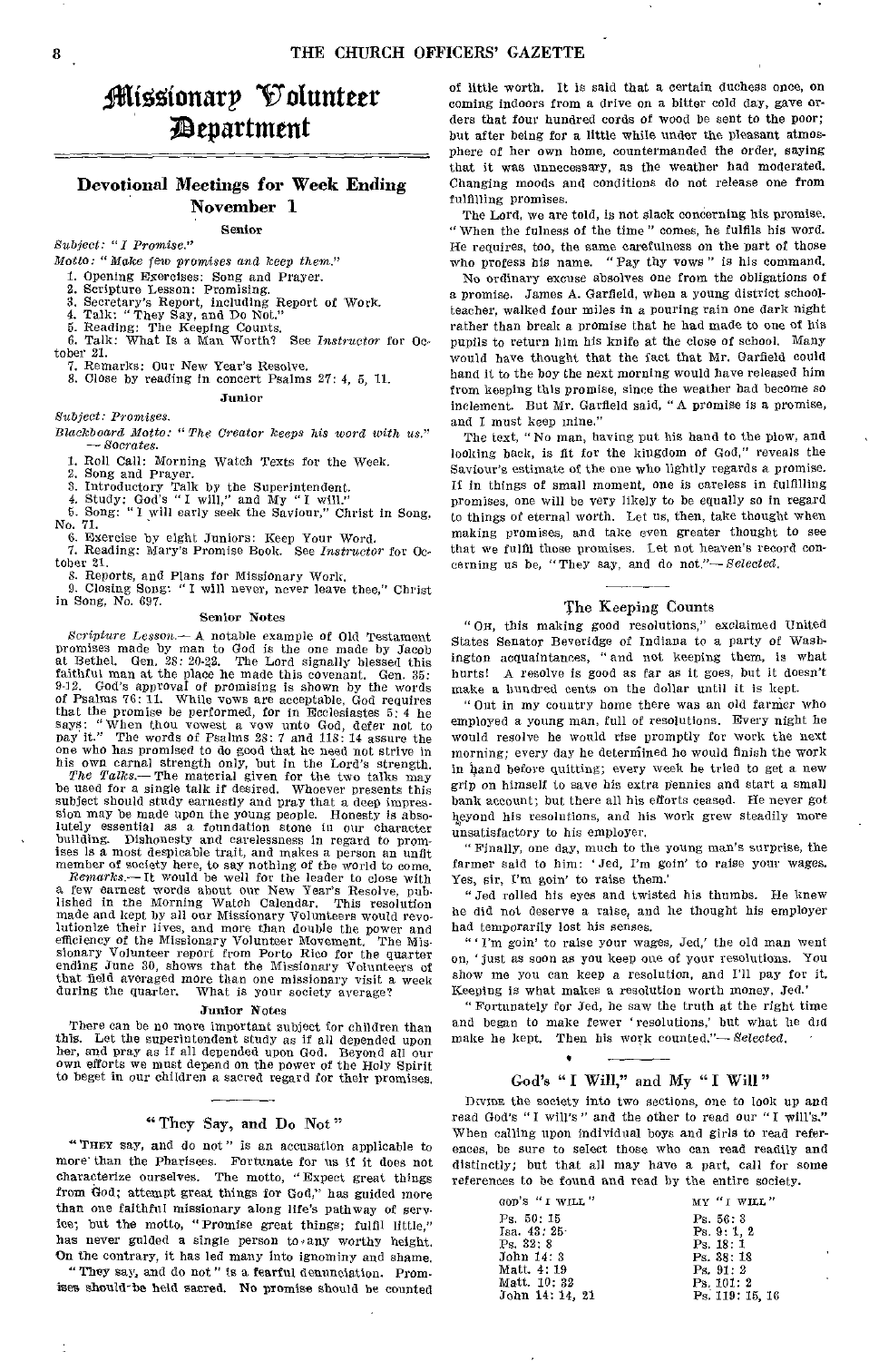# Missionary Volunteer Department

## Devotional Meetings for Week Ending November 1

### Senior

*Subject: "I Promise."*

*Motto: "Make few promises and keep them."*

1. Opening Exercises: Song and Prayer.
2. Scripture Lesson: Promising.
3. Secretary's Report, including Report of Work.
4. Talk: "They Say, and Do Not."
5. Reading: The Keeping Counts.
6. Talk: What Is a Man Worth? See *Instructor* for October 21.
7. Remarks: Our New Year's Resolve.
8. Close by reading in concert Psalms 27: 4, 5, 11.

### Junior

*Subject: Promises.*

*Blackboard Motto: "The Creator keeps his word with us." — Socrates.*

1. Roll Call: Morning Watch Texts for the Week.
2. Song and Prayer.
3. Introductory Talk by the Superintendent.
4. Study: God's "I will," and My "I will."
5. Song: "I will early seek the Saviour," Christ in Song, No. 71.
6. Exercise by eight Juniors: Keep Your Word.
7. Reading: Mary's Promise Book. See *Instructor* for October 21.
8. Reports, and Plans for Missionary Work.
9. Closing Song: "I will never, never leave thee," Christ in Song, No. 697.

### Senior Notes

*Scripture Lesson.*— A notable example of Old Testament promises made by man to God is the one made by Jacob at Bethel. Gen. 28: 20-22. The Lord signally blessed this faithful man at the place he made this covenant. Gen. 35: 9-12. God's approval of promising is shown by the words of Psalms 76: 11. While vows are acceptable, God requires that the promise be performed, for in Ecclesiastes 5: 4 he says: "When thou vowest a vow unto God, defer not to pay it." The words of Psalms 23: 7 and 118: 14 assure the one who has promised to do good that he need not strive in his own carnal strength only, but in the Lord's strength.

*The Talks.*— The material given for the two talks may be used for a single talk if desired. Whoever presents this subject should study earnestly and pray that a deep impression may be made upon the young people. Honesty is absolutely essential as a foundation stone in our character building. Dishonesty and carelessness in regard to promises is a most despicable trait, and makes a person an unfit member of society here, to say nothing of the world to come.

*Remarks.*— It would be well for the leader to close with a few earnest words about our New Year's Resolve, published in the Morning Watch Calendar. This resolution made and kept by all our Missionary Volunteers would revolutionize their lives, and more than double the power and efficiency of the Missionary Volunteer Movement. The Missionary Volunteer report from Porto Rico for the quarter ending June 30, shows that the Missionary Volunteers of that field averaged more than one missionary visit a week during the quarter. What is your society average?

### Junior Notes

There can be no more important subject for children than this. Let the superintendent study as if all depended upon her, and pray as if all depended upon God. Beyond all our own efforts we must depend on the power of the Holy Spirit to beget in our children a sacred regard for their promises.

## "They Say, and Do Not"

"They say, and do not" is an accusation applicable to more than the Pharisees. Fortunate for us if it does not characterize ourselves. The motto, "Expect great things from God; attempt great things for God," has guided more than one faithful missionary along life's pathway of service; but the motto, "Promise great things; fulfil little," has never guided a single person to any worthy height. On the contrary, it has led many into ignominy and shame.

"They say, and do not" is a fearful denunciation. Promises should be held sacred. No promise should be counted of little worth. It is said that a certain duchess once, on coming indoors from a drive on a bitter cold day, gave orders that four hundred cords of wood be sent to the poor; but after being for a little while under the pleasant atmosphere of her own home, countermanded the order, saying that it was unnecessary, as the weather had moderated. Changing moods and conditions do not release one from fulfilling promises.

The Lord, we are told, is not slack concerning his promise. "When the fulness of the time" comes, he fulfils his word. He requires, too, the same carefulness on the part of those who profess his name. "Pay thy vows" is his command.

No ordinary excuse absolves one from the obligations of a promise. James A. Garfield, when a young district schoolteacher, walked four miles in a pouring rain one dark night rather than break a promise that he had made to one of his pupils to return him his knife at the close of school. Many would have thought that the fact that Mr. Garfield could hand it to the boy the next morning would have released him from keeping this promise, since the weather had become so inclement. But Mr. Garfield said, "A promise is a promise, and I must keep mine."

The text, "No man, having put his hand to the plow, and looking back, is fit for the kingdom of God," reveals the Saviour's estimate of the one who lightly regards a promise. If in things of small moment, one is careless in fulfilling promises, one will be very likely to be equally so in regard to things of eternal worth. Let us, then, take thought when making promises, and take even greater thought to see that we fulfil those promises. Let not heaven's record concerning us be, "They say, and do not."— *Selected.*

## The Keeping Counts

"Oh, this making good resolutions," exclaimed United States Senator Beveridge of Indiana to a party of Washington acquaintances, "and not keeping them, is what hurts! A resolve is good as far as it goes, but it doesn't make a hundred cents on the dollar until it is kept.

"Out in my country home there was an old farmer who employed a young man, full of resolutions. Every night he would resolve he would rise promptly for work the next morning; every day he determined he would finish the work in hand before quitting; every week he tried to get a new grip on himself to save his extra pennies and start a small bank account; but there all his efforts ceased. He never got beyond his resolutions, and his work grew steadily more unsatisfactory to his employer.

"Finally, one day, much to the young man's surprise, the farmer said to him: 'Jed, I'm goin' to raise your wages. Yes, sir, I'm goin' to raise them.'

"Jed rolled his eyes and twisted his thumbs. He knew he did not deserve a raise, and he thought his employer had temporarily lost his senses.

"'I'm goin' to raise your wages, Jed,' the old man went on, 'just as soon as you keep one of your resolutions. You show me you can keep a resolution, and I'll pay for it. Keeping is what makes a resolution worth money, Jed.'

"Fortunately for Jed, he saw the truth at the right time and began to make fewer 'resolutions,' but what he did make he kept. Then his work counted."— *Selected.*

## God's "I Will," and My "I Will"

Divide the society into two sections, one to look up and read God's "I will's" and the other to read our "I will's." When calling upon individual boys and girls to read references, be sure to select those who can read readily and distinctly; but that all may have a part, call for some references to be found and read by the entire society.

| God's "I will" | My "I will" |
|---|---|
| Ps. 50: 15 | Ps. 56: 3 |
| Isa. 43: 25 | Ps. 9: 1, 2 |
| Ps. 32: 8 | Ps. 18: 1 |
| John 14: 3 | Ps. 38: 18 |
| Matt. 4: 19 | Ps. 91: 2 |
| Matt. 10: 32 | Ps. 101: 2 |
| John 14: 14, 21 | Ps. 119: 15, 16 |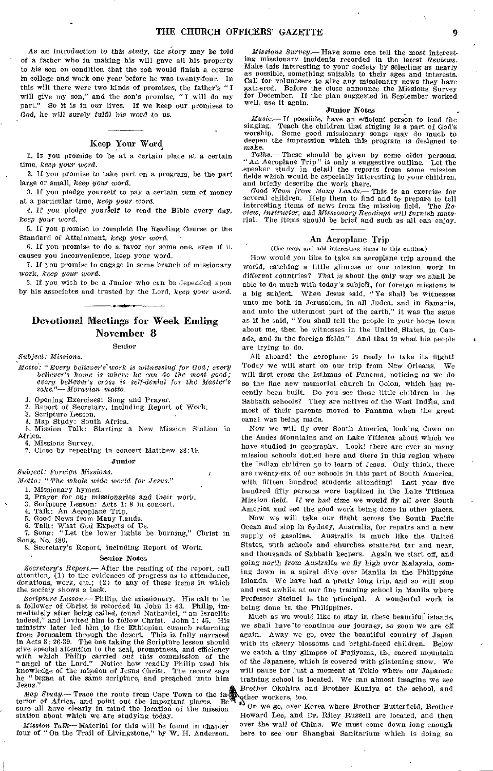As an introduction to this study, the story may be told of a father who in making his will gave all his property to his son on condition that the son would finish a course in college and work one year before he was twenty-four. In this will there were two kinds of promises, the father's "I will give my son," and the son's promise, "I will do my part." So it is in our lives. If we keep our promises to God, he will surely fulfil his word to us.

## Keep Your Word

1. If you promise to be at a certain place at a certain time, *keep your word.*

2. If you promise to take part on a program, be the part large or small, *keep your word.*

3. If you pledge yourself to pay a certain sum of money at a particular time, *keep your word.*

4. If you pledge yourself to read the Bible every day, *keep your word.*

5. If you promise to complete the Reading Course or the Standard of Attainment, *keep your word.*

6. If you promise to do a favor for some one, even if it causes you inconvenience, keep your word.

7. If you promise to engage in some branch of missionary work, *keep your word.*

8. If you wish to be a Junior who can be depended upon by his associates and trusted by the Lord, *keep your word.*

## Devotional Meetings for Week Ending November 8

### Senior

*Subject: Missions.*

*Motto: "Every believer's work is witnessing for God; every believer's home is where he can do the most good; every believer's cross is self-denial for the Master's sake."— Moravian motto.*

1. Opening Exercises: Song and Prayer.
2. Report of Secretary, including Report of Work.
3. Scripture Lesson.
4. Map Study: South Africa.
5. Mission Talk: Starting a New Mission Station in Africa.
6. Missions Survey.
7. Close by repeating in concert Matthew 28:19.

### Junior

*Subject: Foreign Missions.*

*Motto: "The whole wide world for Jesus."*

1. Missionary hymns.
2. Prayer for our missionaries and their work.
3. Scripture Lesson: Acts 1: 8 in concert.
4. Talk: An Aeroplane Trip.
5. Good News from Many Lands.
6. Talk: What God Expects of Us.
7. Song: "Let the lower lights be burning," Christ in Song, No. 480.
8. Secretary's Report, including Report of Work.

### Senior Notes

*Secretary's Report.*— After the reading of the report, call attention, (1) to the evidences of progress as to attendance, donations, work, etc.; (2) to any of these items in which the society shows a lack.

*Scripture Lesson.*— Philip, the missionary. His call to be a follower of Christ is recorded in John 1: 43. Philip, immediately after being called, found Nathaniel, "an Israelite indeed," and invited him to follow Christ. John 1: 45. His ministry later led him to the Ethiopian eunuch returning from Jerusalem through the desert. This is fully narrated in Acts 8: 26-39. The one taking the Scripture lesson should give special attention to the zeal, promptness, and efficiency with which Philip carried out this commission of the "angel of the Lord." Notice how readily Philip used his knowledge of the mission of Jesus Christ. The record says he "began at the same scripture, and preached unto him Jesus."

*Map Study.*— Trace the route from Cape Town to the interior of Africa, and point out the important places. Be sure all have clearly in mind the location of the mission station about which we are studying today.

*Mission Talk*— Material for this will be found in chapter four of "On the Trail of Livingstone," by W. H. Anderson.

*Missions Survey.*— Have some one tell the most interesting missionary incidents recorded in the latest *Reviews.* Make this interesting to your society by selecting as nearly as possible, something suitable to their ages and interests. Call for volunteers to give any missionary news they have gathered. Before the close announce the Missions Survey for December. If the plan suggested in September worked well, use it again.

### Junior Notes

*Music.*— If possible, have an efficient person to lead the singing. Teach the children that singing is a part of God's worship. Some good missionary songs may do much to deepen the impression which this program is designed to make.

*Talks.*— These should be given by some older persons. "An Aeroplane Trip" is only a suggestive outline. Let the speaker study in detail the reports from some mission fields which would be especially interesting to your children, and briefly describe the work there.

*Good News from Many Lands.*— This is an exercise for several children. Help them to find and to prepare to tell interesting items of news from the mission field. The *Review, Instructor,* and *Missionary Readings* will furnish material. The items should be brief and such as all can enjoy.

## An Aeroplane Trip

(Use map, and add interesting items to this outline.)

How would you like to take an aeroplane trip around the world, catching a little glimpse of our mission work in different countries? That is about the only way we shall be able to do much with today's subject, for foreign missions is a big subject. When Jesus said, "Ye shall be witnesses unto me both in Jerusalem, in all Judea, and in Samaria, and unto the uttermost part of the earth," it was the same as if he said, "You shall tell the people in your home town about me, then be witnesses in the United States, in Canada, and in the foreign fields." And that is what his people are trying to do.

All aboard! the aeroplane is ready to take its flight! Today we will start on our trip from New Orleans. We will first cross the Isthmus of Panama, noticing as we do so the fine new memorial church in Colon, which has recently been built. Do you see those little children in the Sabbath schools? They are natives of the West Indies, and most of their parents moved to Panama when the great canal was being made.

Now we will fly over South America, looking down on the Andes Mountains and on Lake Titicaca about which we have studied in geography. Look! there are ever so many mission schools dotted here and there in this region where the Indian children go to learn of Jesus. Only think, there are twenty-six of our schools in this part of South America, with fifteen hundred students attending! Last year five hundred fifty persons were baptized in the Lake Titicaca Mission field. If we had time we would fly all over South America and see the good work being done in other places.

Now we will take our flight across the South Pacific Ocean and stop in Sydney, Australia, for repairs and a new supply of gasoline. Australia is much like the United States, with schools and churches scattered far and near, and thousands of Sabbath keepers. Again we start off, and going north from Australia we fly high over Malaysia, coming down in a spiral dive over Manila in the Philippine Islands. We have had a pretty long trip, and so will stop and rest awhile at our fine training school in Manila where Professor Steinel is the principal. A wonderful work is being done in the Philippines.

Much as we would like to stay in these beautiful islands, we shall have to continue our journey, so soon we are off again. Away we go, over the beautiful country of Japan with its cherry blossoms and bright-faced children. Below we catch a tiny glimpse of Fujiyama, the sacred mountain of the Japanese, which is covered with glistening snow. We will pause for just a moment at Tokio where our Japanese training school is located. We can almost imagine we see Brother Okohira and Brother Kuniya at the school, and other workers, too.

On we go, over Korea where Brother Butterfield, Brother Howard Lee, and Dr. Riley Russell are located, and then over the wall of China. We must come down long enough here to see our Shanghai Sanitarium which is doing so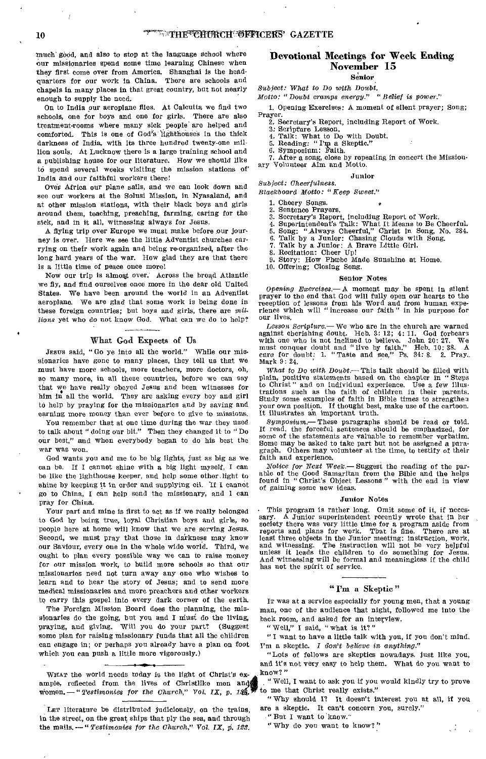much good, and also to stop at the language school where our missionaries spend some time learning Chinese when they first come over from America. Shanghai is the headquarters for our work in China. There are schools and chapels in many places in that great country, but not nearly enough to supply the need.

On to India our aeroplane flies. At Calcutta we find two schools, one for boys and one for girls. There are also treatment-rooms where many sick people are helped and comforted. This is one of God's lighthouses in the thick darkness of India, with its three hundred twenty-one million souls. At Lucknow there is a large training school and a publishing house for our literature. How we should like to spend several weeks visiting the mission stations of India and our faithful workers there!

Over Africa our plane sails, and we can look down and see our workers at the Solusi Mission, in Nyasaland, and at other mission stations, with their black boys and girls around them, teaching, preaching, farming, caring for the sick, and in it all, witnessing always for Jesus.

A flying trip over Europe we must make before our journey is over. Here we see the little Adventist churches carrying on their work again and being re-organized, after the long hard years of the war. How glad they are that there is a little time of peace once more!

Now our trip is almost over. Across the broad Atlantic we fly, and find ourselves once more in the dear old United States. We have been around the world in an Adventist aeroplane. We are glad that some work is being done in these foreign countries; but boys and girls, there are *millions* yet who do not know God. What can we do to help?

### What God Expects of Us

JESUS said, "Go ye into all the world." While our missionaries have gone to many places, they tell us that we must have more schools, more teachers, more doctors, oh, so many more, in all these countries, before we can say that we have really obeyed Jesus and been witnesses for him in all the world. They are asking every boy and girl to help by praying for the missionaries and by saving and earning more money than ever before to give to missions.

You remember that at one time during the war they used to talk about "doing our bit." Then they changed it to "Do our best," and when everybody began to do his best the war was won.

God wants you and me to be big lights, just as big as we can be. If I cannot shine with a big light myself, I can be like the lighthouse keeper, and help some other light to shine by keeping it in order and supplying oil. If I cannot go to China, I can help send the missionary, and I can pray for China.

Your part and mine is first to act as if we really belonged to God by being true, loyal Christian boys and girls, so people here at home will know that we are serving Jesus. Second, we must pray that those in darkness may know our Saviour, every one in the whole wide world. Third, we ought to plan every possible way we can to raise money for our mission work, to build more schools so that our missionaries need not turn away any one who wishes to learn and to hear the story of Jesus; and to send more medical missionaries and more preachers and other workers to carry this gospel into every dark corner of the earth.

The Foreign Mission Board does the planning, the missionaries do the going, but you and I must do the living, praying, and giving. Will you do your part? (Suggest some plan for raising missionary funds that all the children can engage in; or perhaps you already have a plan on foot which you can push a little more vigorously.)

---

WHAT the world needs today is the light of Christ's example, reflected from the lives of Christlike men and women. — "*Testimonies for the Church*," *Vol. IX*, *p.* 135.

---

LET literature be distributed judiciously, on the trains, in the street, on the great ships that ply the sea, and through the mails. — "*Testimonies for the Church*," *Vol. IX*, *p.* 123.

## Devotional Meetings for Week Ending November 15

### Senior

*Subject: What to Do with Doubt.*

*Motto: "Doubt cramps energy." "Belief is power."*

1. Opening Exercises: A moment of silent prayer; Song; Prayer.
2. Secretary's Report, including Report of Work.
3. Scripture Lesson.
4. Talk: What to Do with Doubt.
5. Reading: "I'm a Skeptic."
6. Symposium: Faith.
7. After a song, close by repeating in concert the Missionary Volunteer Aim and Motto.

### Junior

*Subject: Cheerfulness.*

*Blackboard Motto: "Keep Sweet."*

1. Cheery Songs.
2. Sentence Prayers.
3. Secretary's Report, including Report of Work.
4. Superintendent's Talk: What It Means to Be Cheerful.
5. Song: "Always Cheerful," Christ in Song, No. 284.
6. Talk by a Junior: Chasing Clouds with Song.
7. Talk by a Junior: A Brave Little Girl.
8. Recitation: Cheer Up!
9. Story: How Phœbe Made Sunshine at Home.
10. Offering; Closing Song.

### Senior Notes

*Opening Exercises.*— A moment may be spent in silent prayer to the end that God will fully open our hearts to the reception of lessons from his Word and from human experience which will "increase our faith" in his purpose for our lives.

*Lesson Scripture.*— We who are in the church are warned against cherishing doubt. Heb. 3: 12; 4: 11. God forbears with one who is not inclined to believe. John 20: 27. We must conquer doubt and "live by faith." Heb. 10: 38. A cure for doubt: 1. "Taste and see," Ps. 34: 8. 2. Pray. Mark 9: 24.

*What to Do with Doubt.*— This talk should be filled with plain, positive statements based on the chapter in "Steps to Christ" and on individual experience. Use a few illustrations such as the faith of children in their parents. Study some examples of faith in Bible times to strengthen your own position. If thought best, make use of the cartoon. It illustrates an important truth.

*Symposium.*— These paragraphs should be read or told. If read, the forceful sentences should be emphasized, for some of the statements are valuable to remember verbatim. Some may be asked to take part but not be assigned a paragraph. Others may volunteer at the time, to testify of their faith and experience.

*Notice for Next Week.*— Suggest the reading of the parable of the Good Samaritan from the Bible and the helps found in "Christ's Object Lessons" with the end in view of gaining some new ideas.

### Junior Notes

This program is rather long. Omit some of it, if necessary. A Junior superintendent recently wrote that in her society there was very little time for a program aside from reports and plans for work. That is fine. There are at least three objects in the Junior meeting: instruction, work, and witnessing. The instruction will not be very helpful unless it leads the children to do something for Jesus. And witnessing will be formal and meaningless if the child has not the spirit of service.

### "I'm a Skeptic"

IT was at a service especially for young men, that a young man, one of the audience that night, followed me into the back room, and asked for an interview.

"Well," I said, "what is it?"

"I want to have a little talk with you, if you don't mind. I'm a skeptic. *I don't believe in anything.*"

"Lots of fellows are skeptics nowadays, just like you, and it's not very easy to help them. What do you want to know?"

"Well, I want to ask you if you would kindly try to prove to me that Christ really exists."

"Why should I? It doesn't interest you at all, if you are a skeptic. It can't concern you, surely."

"But I want to know."

"Why do you want to know?"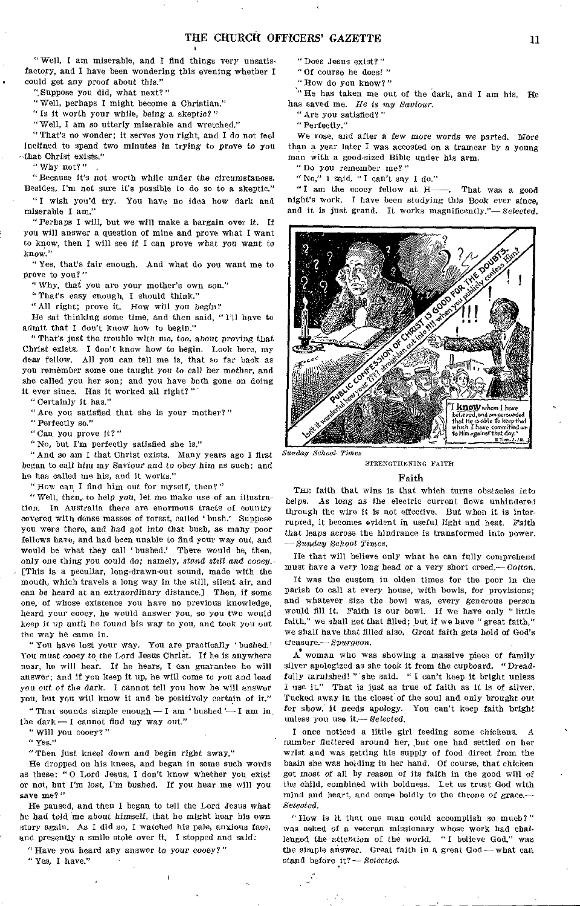"Well, I am miserable, and I find things very unsatisfactory, and I have been wondering this evening whether I could get any proof about this."

"Suppose you did, what next?"

"Well, perhaps I might become a Christian."

"Is it worth your while, being a skeptic?"

"Well, I am so utterly miserable and wretched."

"That's no wonder; it serves you right, and I do not feel inclined to spend two minutes in trying to prove to you that Christ exists."

"Why not?"

"Because it's not worth while under the circumstances. Besides, I'm not sure it's possible to do so to a skeptic."

"I wish you'd try. You have no idea how dark and miserable I am."

"Perhaps I will, but we will make a bargain over it. If you will answer a question of mine and prove what I want to know, then I will see if I can prove what *you* want to know."

"Yes, that's fair enough. And what do you want me to prove to you?"

"Why, that you are your mother's own son."

"That's easy enough, I should think."

"All right; prove it. How will you begin?"

He sat thinking some time, and then said, "I'll have to admit that I don't know how to begin."

"That's just the trouble with me, too, about proving that Christ exists. I don't know how to begin. Look here, my dear fellow. All you can tell me is, that so far back as you remember some one taught you to call her mother, and she called you her son; and you have both gone on doing it ever since. Has it worked all right?"

"Certainly it has."

"Are you satisfied that she is your mother?"

"Perfectly so."

"Can you prove it?"

"No, but I'm perfectly satisfied she is."

"And so am I that Christ exists. Many years ago I first began to call him my Saviour and to obey him as such; and he has called me his, and it works."

"How can I find him out for myself, then?"

"Well, then, to help you, let me make use of an illustration. In Australia there are enormous tracts of country covered with dense masses of forest, called 'bush.' Suppose you were there, and had got into that bush, as many poor fellows have, and had been unable to find your way out, and would be what they call 'bushed.' There would be, then, only one thing you could do; namely, *stand still and cooey*. [This is a peculiar, long-drawn-out sound, made with the mouth, which travels a long way in the still, silent air, and can be heard at an extraordinary distance.] Then, if some one, of whose existence you have no previous knowledge, heard your cooey, he would answer you, so you two would keep it up until he found his way to you, and took you out the way he came in.

"You have lost your way. You are practically 'bushed.' You must *cooey* to the Lord Jesus Christ. If he is anywhere near, he will hear. If he hears, I can guarantee he will answer; and if you keep it up, he will come to you and lead you out of the dark. I cannot tell you how he will answer you, but you will know it and be positively certain of it."

"That sounds simple enough — I am 'bushed' — I am in the dark — I cannot find my way out."

"Will you cooey?"

"Yes."

"Then just kneel down and begin right away."

He dropped on his knees, and began in some such words as these: "O Lord Jesus, I don't know whether you exist or not, but I'm lost, I'm bushed. If you hear me will you save me?"

He paused, and then I began to tell the Lord Jesus what he had told me about himself, that he might hear his own story again. As I did so, I watched his pale, anxious face, and presently a smile stole over it. I stopped and said:

"Have you heard any answer to your cooey?"

"Yes, I have."

"Does Jesus exist?"

"Of course he does!"

"How do you know?"

"He has taken me out of the dark, and I am his. He has saved me. *He is my Saviour.*"

"Are you satisfied?"

"Perfectly."

We rose, and after a few more words we parted. More than a year later I was accosted on a tramcar by a young man with a good-sized Bible under his arm.

"Do you remember me?"

"No," I said, "I can't say I do."

"I am the cooey fellow at H——. That was a good night's work. I have been studying this Book ever since, and it is just grand. It works magnificently."— *Selected.*

*Sunday School Times*

STRENGTHENING FAITH

## Faith

The faith that wins is that which turns obstacles into helps. As long as the electric current flows unhindered through the wire it is not effective. But when it is interrupted, it becomes evident in useful light and heat. Faith that leaps across the hindrance is transformed into power. — *Sunday School Times.*

He that will believe only what he can fully comprehend must have a very long head or a very short creed.— *Colton.*

It was the custom in olden times for the poor in the parish to call at every house, with bowls, for provisions; and whatever size the bowl was, every generous person would fill it. Faith is our bowl. If we have only "little faith," we shall get that filled; but if we have "great faith," we shall have that filled also. Great faith gets hold of God's treasure.— *Spurgeon.*

A woman who was showing a massive piece of family silver apologized as she took it from the cupboard. "Dreadfully tarnished!" she said. "I can't keep it bright unless I use it." That is just as true of faith as it is of silver. Tucked away in the closet of the soul and only brought out for show, it needs apology. You can't keep faith bright unless you use it.— *Selected.*

I once noticed a little girl feeding some chickens. A number fluttered around her, but one had settled on her wrist and was getting his supply of food direct from the basin she was holding in her hand. Of course, that chicken got most of all by reason of its faith in the good will of the child, combined with boldness. Let us trust God with mind and heart, and come boldly to the throne of grace.— *Selected.*

"How is it that one man could accomplish so much?" was asked of a veteran missionary whose work had challenged the attention of the world. "I believe God," was the simple answer. Great faith in a great God — what can stand before it? — *Selected.*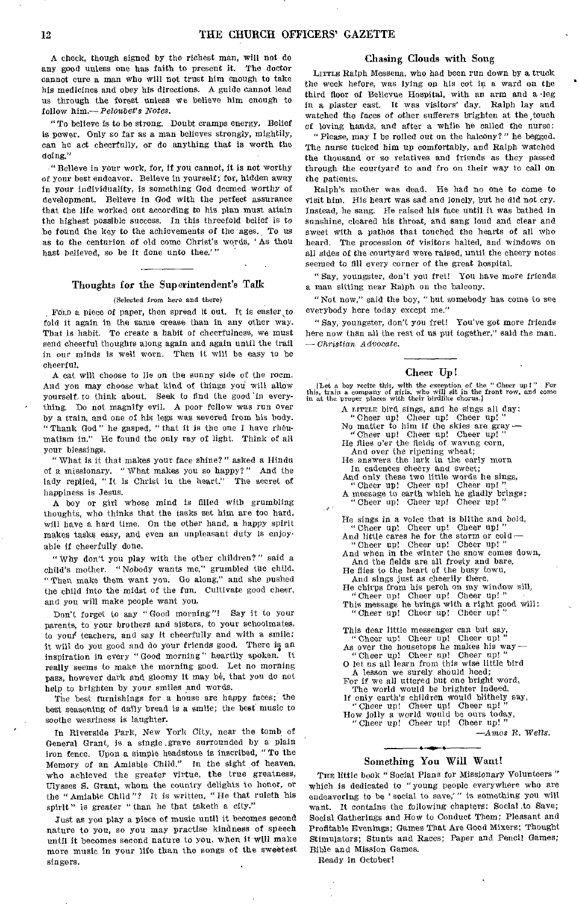A check, though signed by the richest man, will not do any good unless one has faith to present it. The doctor cannot cure a man who will not trust him enough to take his medicines and obey his directions. A guide cannot lead us through the forest unless we believe him enough to follow him.— *Peloubet's Notes.*

"To believe is to be strong. Doubt cramps energy. Belief is power. Only so far as a man believes strongly, mightily, can he act cheerfully, or do anything that is worth the doing."

"Believe in your work, for, if you cannot, it is not worthy of your best endeavor. Believe in yourself; for, hidden away in your individuality, is something God deemed worthy of development. Believe in God with the perfect assurance that the life worked out according to his plan must attain the highest possible success. In this threefold belief is to be found the key to the achievements of the ages. To us as to the centurion of old come Christ's words, 'As thou hast believed, so be it done unto thee.'"

## Thoughts for the Superintendent's Talk

(Selected from here and there)

FOLD a piece of paper, then spread it out. It is easier to fold it again in the same crease than in any other way. That is habit. To create a habit of cheerfulness, we must send cheerful thoughts along again and again until the trail in our minds is well worn. Then it will be easy to be cheerful.

A cat will choose to lie on the sunny side of the room. And you may choose what kind of things you will allow yourself to think about. Seek to find the good in everything. Do not magnify evil. A poor fellow was run over by a train, and one of his legs was severed from his body. "Thank God" he gasped, "that it is the one I have rheumatism in." He found the only ray of light. Think of all your blessings.

"What is it that makes your face shine?" asked a Hindu of a missionary. "What makes you so happy?" And the lady replied, "It is Christ in the heart." The secret of happiness is Jesus.

A boy or girl whose mind is filled with grumbling thoughts, who thinks that the tasks set him are too hard, will have a hard time. On the other hand, a happy spirit makes tasks easy, and even an unpleasant duty is enjoyable if cheerfully done.

"Why don't you play with the other children?" said a child's mother. "Nobody wants me," grumbled the child. "Then make them want you. Go along," and she pushed the child into the midst of the fun. Cultivate good cheer, and you will make people want you.

Don't forget to say "Good morning"! Say it to your parents, to your brothers and sisters, to your schoolmates, to your teachers, and say it cheerfully and with a smile; it will do you good and do your friends good. There is an inspiration in every "Good morning" heartily spoken. It really seems to make the morning good. Let no morning pass, however dark and gloomy it may be, that you do not help to brighten by your smiles and words.

The best furnishings for a house are happy faces; the best seasoning of daily bread is a smile; the best music to soothe weariness is laughter.

In Riverside Park, New York City, near the tomb of General Grant, is a single grave surrounded by a plain iron fence. Upon a simple headstone is inscribed, "To the Memory of an Amiable Child." In the sight of heaven, who achieved the greater virtue, the true greatness, Ulysses S. Grant, whom the country delights to honor, or the "Amiable Child"? It is written, "He that ruleth his spirit" is greater "than he that taketh a city."

Just as you play a piece of music until it becomes second nature to you, so you may practise kindness of speech until it becomes second nature to you, when it will make more music in your life than the songs of the sweetest singers.

## Chasing Clouds with Song

LITTLE Ralph Messena, who had been run down by a truck the week before, was lying on his cot in a ward on the third floor of Bellevue Hospital, with an arm and a leg in a plaster cast. It was visitors' day. Ralph lay and watched the faces of other sufferers brighten at the touch of loving hands, and after a while he called the nurse:

"Please, may I be rolled out on the balcony?" he begged. The nurse tucked him up comfortably, and Ralph watched the thousand or so relatives and friends as they passed through the courtyard to and fro on their way to call on the patients.

Ralph's mother was dead. He had no one to come to visit him. His heart was sad and lonely, but he did not cry. Instead, he sang. He raised his face until it was bathed in sunshine, cleared his throat, and sang loud and clear and sweet with a pathos that touched the hearts of all who heard. The procession of visitors halted, and windows on all sides of the courtyard were raised, until the cheery notes seemed to fill every corner of the great hospital.

"Say, youngster, don't you fret! You have more friends a man sitting near Ralph on the balcony.

"Not now," said the boy, "but somebody has come to see everybody here today except me."

"Say, youngster, don't you fret! You've got more friends here now than all the rest of us put together," said the man. — *Christian Advocate.*

## Cheer Up!

[Let a boy recite this, with the exception of the "Cheer up!" For this, train a company of girls, who will sit in the front row, and come in at the proper places with their birdlike chorus.]

A LITTLE bird sings, and he sings all day:
"Cheer up! Cheer up! Cheer up!"
No matter to him if the skies are gray —
"Cheer up! Cheer up! Cheer up!"
He flies o'er the fields of waving corn,
And over the ripening wheat;
He answers the lark in the early morn
In cadences cheery and sweet;
And only these two little words he sings,
"Cheer up! Cheer up! Cheer up!"
A message to earth which he gladly brings:
"Cheer up! Cheer up! Cheer up!"

He sings in a voice that is blithe and bold,
"Cheer up! Cheer up! Cheer up!"
And little cares he for the storm or cold —
"Cheer up! Cheer up! Cheer up!"
And when in the winter the snow comes down,
And the fields are all frosty and bare,
He flies to the heart of the busy town,
And sings just as cheerily there.
He chirps from his perch on my window sill,
"Cheer up! Cheer up! Cheer up!"
This message he brings with a right good will:
"Cheer up! Cheer up! Cheer up!"

This dear little messenger can but say,
"Cheer up! Cheer up! Cheer up!"
As over the housetops he makes his way —
"Cheer up! Cheer up! Cheer up!"
O let us all learn from this wise little bird
A lesson we surely should heed;
For if we all uttered but one bright word,
The world would be brighter indeed.
If only earth's children would blithely say,
"Cheer up! Cheer up! Cheer up!"
How jolly a world would be ours today,
"Cheer up! Cheer up! Cheer up!"

—*Amos R. Wells.*

## Something You Will Want!

THE little book "Social Plans for Missionary Volunteers" which is dedicated to "young people everywhere who are endeavoring to be 'social to save,'" is something you will want. It contains the following chapters: Social to Save; Social Gatherings and How to Conduct Them; Pleasant and Profitable Evenings; Games That Are Good Mixers; Thought Stimulators; Stunts and Races; Paper and Pencil Games; Bible and Mission Games.

Ready in October!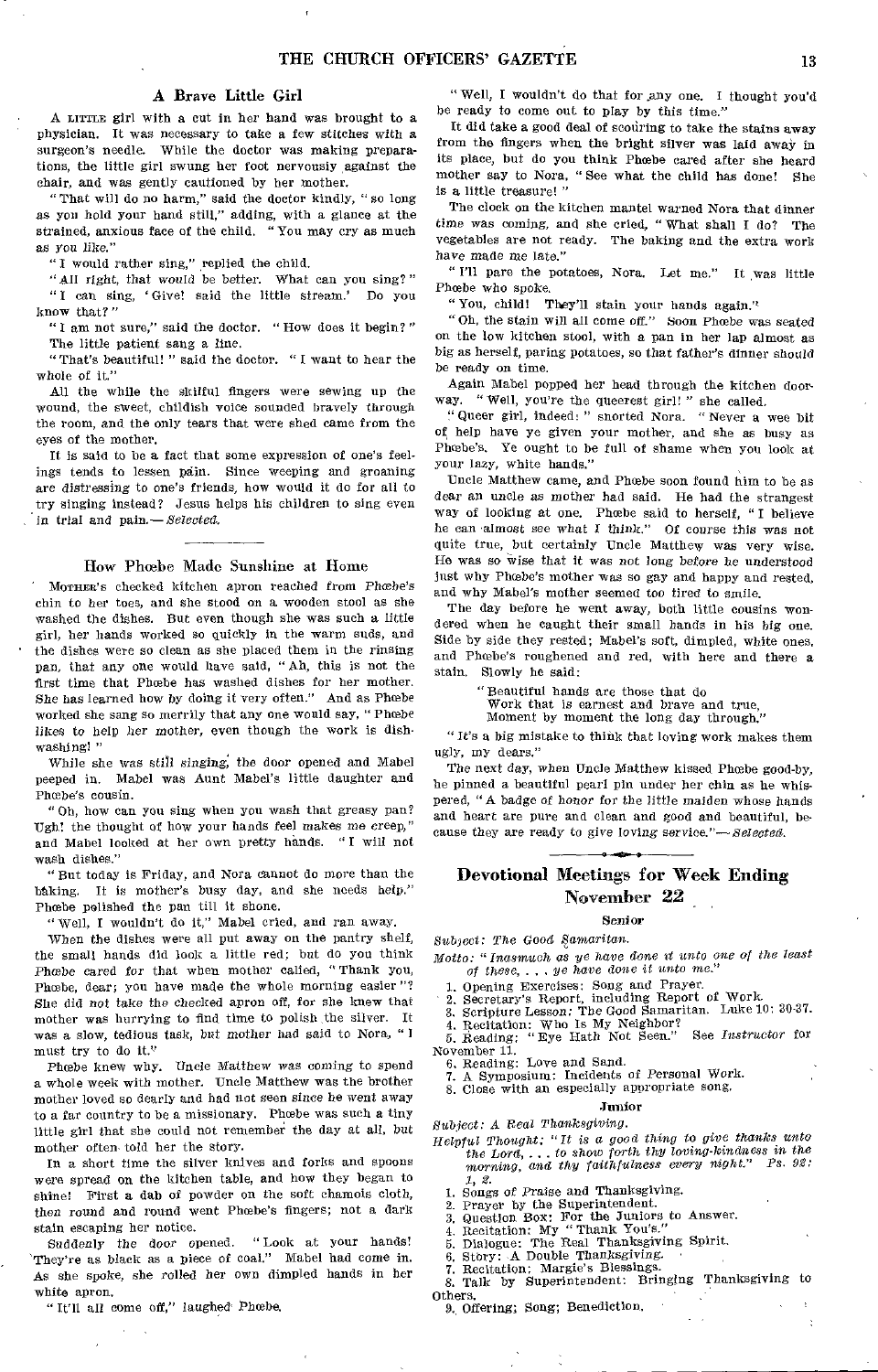## A Brave Little Girl

A little girl with a cut in her hand was brought to a physician. It was necessary to take a few stitches with a surgeon's needle. While the doctor was making preparations, the little girl swung her foot nervously against the chair, and was gently cautioned by her mother.

"That will do no harm," said the doctor kindly, "so long as you hold your hand still," adding, with a glance at the strained, anxious face of the child. "You may cry as much as you like."

"I would rather sing," replied the child.

"All right, that would be better. What can you sing?"

"I can sing, 'Give! said the little stream.' Do you know that?"

"I am not sure," said the doctor. "How does it begin?" The little patient sang a line.

"That's beautiful!" said the doctor. "I want to hear the whole of it."

All the while the skilful fingers were sewing up the wound, the sweet, childish voice sounded bravely through the room, and the only tears that were shed came from the eyes of the mother.

It is said to be a fact that some expression of one's feelings tends to lessen pain. Since weeping and groaning are distressing to one's friends, how would it do for all to try singing instead? Jesus helps his children to sing even in trial and pain.—*Selected.*

## How Phœbe Made Sunshine at Home

Mother's checked kitchen apron reached from Phœbe's chin to her toes, and she stood on a wooden stool as she washed the dishes. But even though she was such a little girl, her hands worked so quickly in the warm suds, and the dishes were so clean as she placed them in the rinsing pan, that any one would have said, "Ah, this is not the first time that Phœbe has washed dishes for her mother. She has learned how by doing it very often." And as Phœbe worked she sang so merrily that any one would say, "Phœbe likes to help her mother, even though the work is dishwashing!"

While she was still singing, the door opened and Mabel peeped in. Mabel was Aunt Mabel's little daughter and Phœbe's cousin.

"Oh, how can you sing when you wash that greasy pan? Ugh! the thought of how your hands feel makes me creep," and Mabel looked at her own pretty hands. "I will not wash dishes."

"But today is Friday, and Nora cannot do more than the baking. It is mother's busy day, and she needs help." Phœbe polished the pan till it shone.

"Well, I wouldn't do it," Mabel cried, and ran away.

When the dishes were all put away on the pantry shelf, the small hands did look a little red; but do you think Phœbe cared for that when mother called, "Thank you, Phœbe, dear; you have made the whole morning easier"? She did not take the checked apron off, for she knew that mother was hurrying to find time to polish the silver. It was a slow, tedious task, but mother had said to Nora, "I must try to do it."

Phœbe knew why. Uncle Matthew was coming to spend a whole week with mother. Uncle Matthew was the brother mother loved so dearly and had not seen since he went away to a far country to be a missionary. Phœbe was such a tiny little girl that she could not remember the day at all, but mother often told her the story.

In a short time the silver knives and forks and spoons were spread on the kitchen table, and how they began to shine! First a dab of powder on the soft chamois cloth, then round and round went Phœbe's fingers; not a dark stain escaping her notice.

Suddenly the door opened. "Look at your hands! They're as black as a piece of coal." Mabel had come in. As she spoke, she rolled her own dimpled hands in her white apron.

"It'll all come off," laughed Phœbe.

"Well, I wouldn't do that for any one. I thought you'd be ready to come out to play by this time."

It did take a good deal of scouring to take the stains away from the fingers when the bright silver was laid away in its place, but do you think Phœbe cared after she heard mother say to Nora, "See what the child has done! She is a little treasure!"

The clock on the kitchen mantel warned Nora that dinner time was coming, and she cried, "What shall I do? The vegetables are not ready. The baking and the extra work have made me late."

"I'll pare the potatoes, Nora. Let me." It was little Phœbe who spoke.

"You, child! They'll stain your hands again."

"Oh, the stain will all come off." Soon Phœbe was seated on the low kitchen stool, with a pan in her lap almost as big as herself, paring potatoes, so that father's dinner should be ready on time.

Again Mabel popped her head through the kitchen doorway. "Well, you're the queerest girl!" she called.

"Queer girl, indeed!" snorted Nora. "Never a wee bit of help have ye given your mother, and she as busy as Phœbe's. Ye ought to be full of shame when you look at your lazy, white hands."

Uncle Matthew came, and Phœbe soon found him to be as dear an uncle as mother had said. He had the strangest way of looking at one. Phœbe said to herself, "I believe he can almost see what I think." Of course this was not quite true, but certainly Uncle Matthew was very wise. He was so wise that it was not long before he understood just why Phœbe's mother was so gay and happy and rested, and why Mabel's mother seemed too tired to smile.

The day before he went away, both little cousins wondered when he caught their small hands in his big one. Side by side they rested; Mabel's soft, dimpled, white ones, and Phœbe's roughened and red, with here and there a stain. Slowly he said:

> "Beautiful hands are those that do
> Work that is earnest and brave and true,
> Moment by moment the long day through."

"It's a big mistake to think that loving work makes them ugly, my dears."

The next day, when Uncle Matthew kissed Phœbe good-by, he pinned a beautiful pearl pin under her chin as he whispered, "A badge of honor for the little maiden whose hands and heart are pure and clean and good and beautiful, because they are ready to give loving service."—*Selected.*

## Devotional Meetings for Week Ending November 22

### Senior

*Subject: The Good Samaritan.*

*Motto: "Inasmuch as ye have done it unto one of the least of these, . . . ye have done it unto me."*

1. Opening Exercises: Song and Prayer.
2. Secretary's Report, including Report of Work.
3. Scripture Lesson: The Good Samaritan. Luke 10: 30-37.
4. Recitation: Who Is My Neighbor?
5. Reading: "Eye Hath Not Seen." See *Instructor* for November 11.
6. Reading: Love and Sand.
7. A Symposium: Incidents of Personal Work.
8. Close with an especially appropriate song.

### Junior

*Subject: A Real Thanksgiving.*

*Helpful Thought: "It is a good thing to give thanks unto the Lord, . . . to show forth thy loving-kindness in the morning, and thy faithfulness every night." Ps. 92: 1, 2.*

1. Songs of Praise and Thanksgiving.
2. Prayer by the Superintendent.
3. Question Box: For the Juniors to Answer.
4. Recitation: My "Thank You's."
5. Dialogue: The Real Thanksgiving Spirit.
6. Story: A Double Thanksgiving.
7. Recitation: Margie's Blessings.
8. Talk by Superintendent: Bringing Thanksgiving to Others.
9. Offering; Song; Benediction.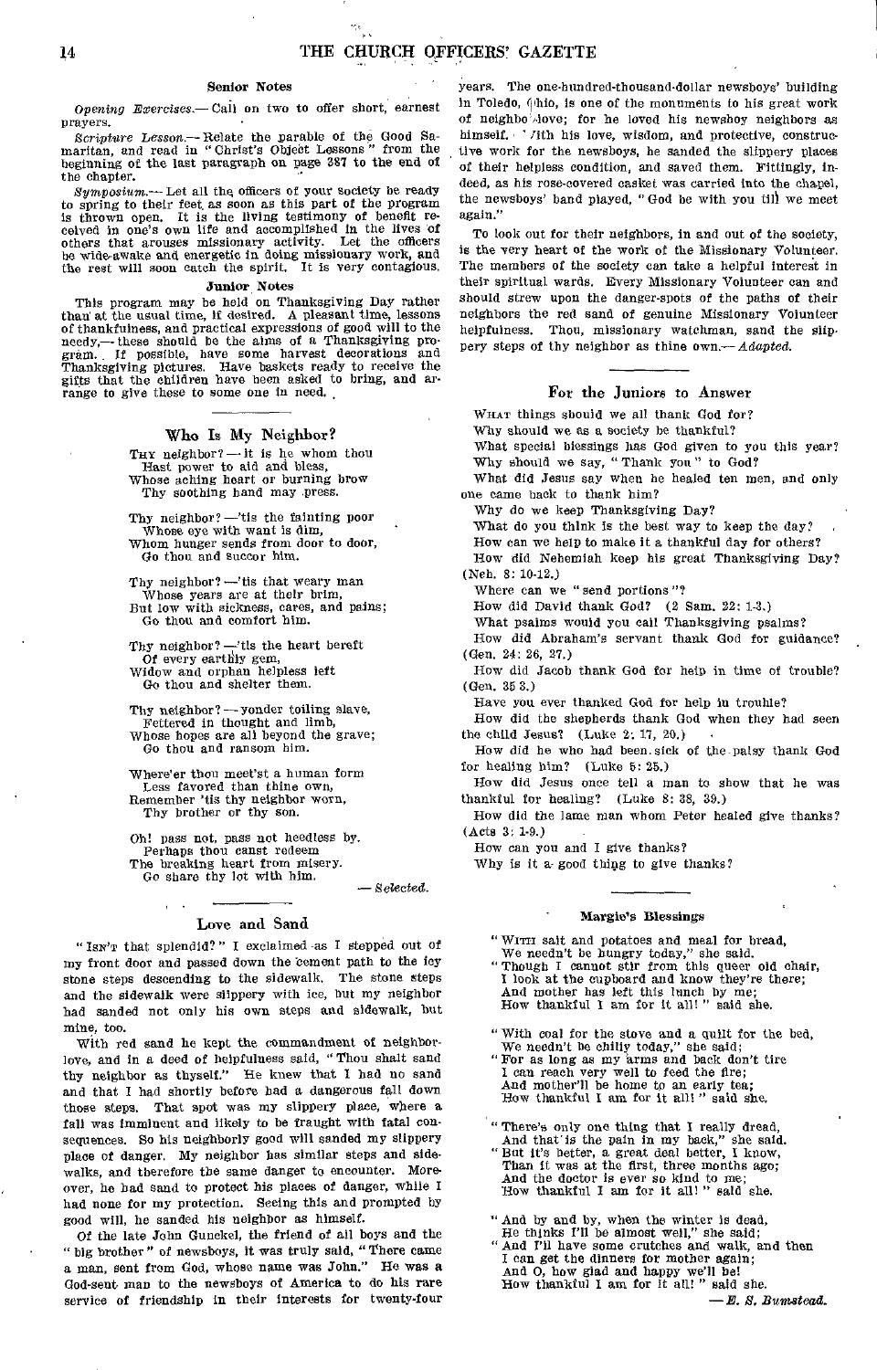### Senior Notes

*Opening Exercises*.— Call on two to offer short, earnest prayers.

*Scripture Lesson*.— Relate the parable of the Good Samaritan, and read in "Christ's Object Lessons" from the beginning of the last paragraph on page 387 to the end of the chapter.

*Symposium*.— Let all the officers of your society be ready to spring to their feet as soon as this part of the program is thrown open. It is the living testimony of benefit received in one's own life and accomplished in the lives of others that arouses missionary activity. Let the officers be wide-awake and energetic in doing missionary work, and the rest will soon catch the spirit. It is very contagious.

### Junior Notes

This program may be held on Thanksgiving Day rather than at the usual time, if desired. A pleasant time, lessons of thankfulness, and practical expressions of good will to the needy,— these should be the aims of a Thanksgiving program. If possible, have some harvest decorations and Thanksgiving pictures. Have baskets ready to receive the gifts that the children have been asked to bring, and arrange to give these to some one in need.

## Who Is My Neighbor?

THY neighbor? — it is he whom thou
Hast power to aid and bless,
Whose aching heart or burning brow
Thy soothing hand may press.

Thy neighbor? — 'tis the fainting poor
Whose eye with want is dim,
Whom hunger sends from door to door,
Go thou and succor him.

Thy neighbor? — 'tis that weary man
Whose years are at their brim,
But low with sickness, cares, and pains;
Go thou and comfort him.

Thy neighbor? — 'tis the heart bereft
Of every earthly gem,
Widow and orphan helpless left
Go thou and shelter them.

Thy neighbor? — yonder toiling slave,
Fettered in thought and limb,
Whose hopes are all beyond the grave;
Go thou and ransom him.

Where'er thou meet'st a human form
Less favored than thine own,
Remember 'tis thy neighbor worn,
Thy brother or thy son.

Oh! pass not, pass not heedless by.
Perhaps thou canst redeem
The breaking heart from misery.
Go share thy lot with him.

— *Selected.*

## Love and Sand

"ISN'T that splendid?" I exclaimed as I stepped out of my front door and passed down the cement path to the icy stone steps descending to the sidewalk. The stone steps and the sidewalk were slippery with ice, but my neighbor had sanded not only his own steps and sidewalk, but mine, too.

With red sand he kept the commandment of neighbor-love, and in a deed of helpfulness said, "Thou shalt sand thy neighbor as thyself." He knew that I had no sand and that I had shortly before had a dangerous fall down those steps. That spot was my slippery place, where a fall was imminent and likely to be fraught with fatal consequences. So his neighborly good will sanded my slippery place of danger. My neighbor has similar steps and sidewalks, and therefore the same danger to encounter. Moreover, he had sand to protect his places of danger, while I had none for my protection. Seeing this and prompted by good will, he sanded his neighbor as himself.

Of the late John Gunckel, the friend of all boys and the "big brother" of newsboys, it was truly said, "There came a man, sent from God, whose name was John." He was a God-sent man to the newsboys of America to do his rare service of friendship in their interests for twenty-four years. The one-hundred-thousand-dollar newsboys' building in Toledo, Ohio, is one of the monuments to his great work of neighbor-love; for he loved his newsboy neighbors as himself. With his love, wisdom, and protective, constructive work for the newsboys, he sanded the slippery places of their helpless condition, and saved them. Fittingly, indeed, as his rose-covered casket was carried into the chapel, the newsboys' band played, "God be with you till we meet again."

To look out for their neighbors, in and out of the society, is the very heart of the work of the Missionary Volunteer. The members of the society can take a helpful interest in their spiritual wards. Every Missionary Volunteer can and should strew upon the danger-spots of the paths of their neighbors the red sand of genuine Missionary Volunteer helpfulness. Thou, missionary watchman, sand the slippery steps of thy neighbor as thine own.— *Adapted.*

## For the Juniors to Answer

WHAT things should we all thank God for?

Why should we as a society be thankful?

What special blessings has God given to you this year?

Why should we say, "Thank you" to God?

What did Jesus say when he healed ten men, and only one came back to thank him?

Why do we keep Thanksgiving Day?

What do you think is the best way to keep the day?

How can we help to make it a thankful day for others?

How did Nehemiah keep his great Thanksgiving Day? (Neh. 8: 10-12.)

Where can we "send portions"?

How did David thank God? (2 Sam. 22: 1-3.)

What psalms would you call Thanksgiving psalms?

How did Abraham's servant thank God for guidance? (Gen. 24: 26, 27.)

How did Jacob thank God for help in time of trouble? (Gen. 35 3.)

Have you ever thanked God for help in trouble?

How did the shepherds thank God when they had seen the child Jesus? (Luke 2: 17, 20.)

How did he who had been sick of the palsy thank God for healing him? (Luke 5: 25.)

How did Jesus once tell a man to show that he was thankful for healing? (Luke 8: 38, 39.)

How did the lame man whom Peter healed give thanks? (Acts 3: 1-9.)

How can you and I give thanks?

Why is it a good thing to give thanks?

### Margie's Blessings

"WITH salt and potatoes and meal for bread,
We needn't be hungry today," she said.
"Though I cannot stir from this queer old chair,
I look at the cupboard and know they're there;
And mother has left this lunch by me;
How thankful I am for it all!" said she.

"With coal for the stove and a quilt for the bed,
We needn't be chilly today," she said;
"For as long as my arms and back don't tire
I can reach very well to feed the fire;
And mother'll be home to an early tea;
How thankful I am for it all!" said she.

"There's only one thing that I really dread,
And that is the pain in my back," she said.
"But it's better, a great deal better, I know,
Than it was at the first, three months ago;
And the doctor is ever so kind to me;
How thankful I am for it all!" said she.

"And by and by, when the winter is dead,
He thinks I'll be almost well," she said;
"And I'll have some crutches and walk, and then
I can get the dinners for mother again;
And O, how glad and happy we'll be!
How thankful I am for it all!" said she.

— *E. S. Bumstead.*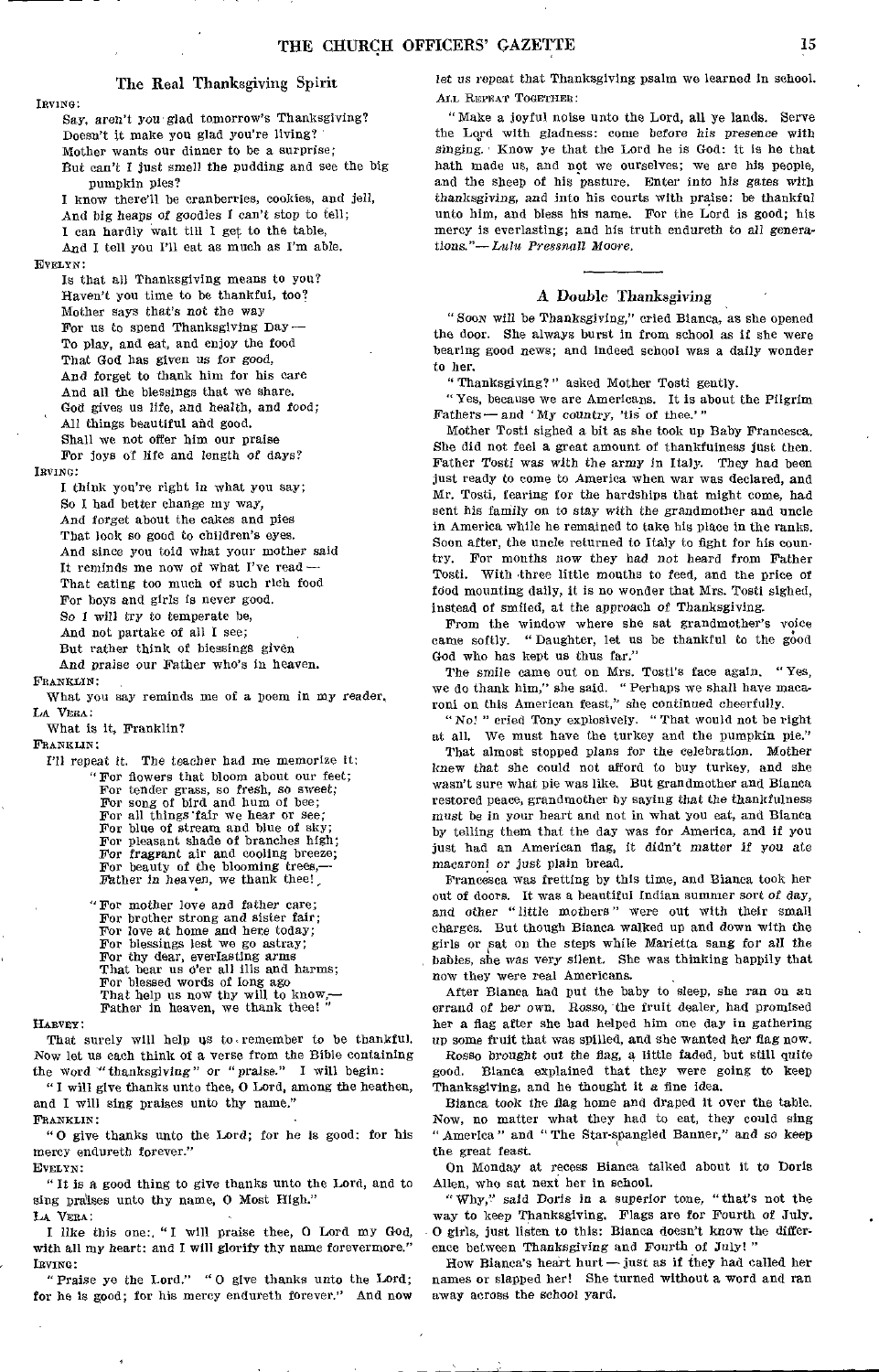## The Real Thanksgiving Spirit

IRVING:

Say, aren't you glad tomorrow's Thanksgiving?
Doesn't it make you glad you're living?
Mother wants our dinner to be a surprise;
But can't I just smell the pudding and see the big pumpkin pies?
I know there'll be cranberries, cookies, and jell,
And big heaps of goodies I can't stop to tell;
I can hardly wait till I get to the table,
And I tell you I'll eat as much as I'm able.

EVELYN:

Is that all Thanksgiving means to you?
Haven't you time to be thankful, too?
Mother says that's not the way
For us to spend Thanksgiving Day —
To play, and eat, and enjoy the food
That God has given us for good,
And forget to thank him for his care
And all the blessings that we share.
God gives us life, and health, and food;
All things beautiful and good.
Shall we not offer him our praise
For joys of life and length of days?

IRVING:

I think you're right in what you say;
So I had better change my way,
And forget about the cakes and pies
That look so good to children's eyes.
And since you told what your mother said
It reminds me now of what I've read —
That eating too much of such rich food
For boys and girls is never good.
So I will try to temperate be,
And not partake of all I see;
But rather think of blessings given
And praise our Father who's in heaven.

FRANKLIN:

What you say reminds me of a poem in my reader.

LA VERA:

What is it, Franklin?

FRANKLIN:

I'll repeat it. The teacher had me memorize it:

"For flowers that bloom about our feet;
For tender grass, so fresh, so sweet;
For song of bird and hum of bee;
For all things fair we hear or see;
For blue of stream and blue of sky;
For pleasant shade of branches high;
For fragrant air and cooling breeze;
For beauty of the blooming trees,—
Father in heaven, we thank thee!

"For mother love and father care;
For brother strong and sister fair;
For love at home and here today;
For blessings lest we go astray;
For thy dear, everlasting arms
That bear us o'er all ills and harms;
For blessed words of long ago
That help us now thy will to know,—
Father in heaven, we thank thee!"

HARVEY:

That surely will help us to remember to be thankful. Now let us each think of a verse from the Bible containing the word "thanksgiving" or "praise." I will begin:

"I will give thanks unto thee, O Lord, among the heathen, and I will sing praises unto thy name."

FRANKLIN:

"O give thanks unto the Lord; for he is good: for his mercy endureth forever."

EVELYN:

"It is a good thing to give thanks unto the Lord, and to sing praises unto thy name, O Most High."

LA VERA:

I like this one: "I will praise thee, O Lord my God, with all my heart: and I will glorify thy name forevermore."

IRVING:

"Praise ye the Lord." "O give thanks unto the Lord; for he is good; for his mercy endureth forever." And now let us repeat that Thanksgiving psalm we learned in school.

ALL REPEAT TOGETHER:

"Make a joyful noise unto the Lord, all ye lands. Serve the Lord with gladness: come before his presence with singing. Know ye that the Lord he is God: it is he that hath made us, and not we ourselves; we are his people, and the sheep of his pasture. Enter into his gates with thanksgiving, and into his courts with praise: be thankful unto him, and bless his name. For the Lord is good; his mercy is everlasting; and his truth endureth to all generations."—*Lulu Pressnall Moore.*

## A Double Thanksgiving

"SOON will be Thanksgiving," cried Bianca, as she opened the door. She always burst in from school as if she were bearing good news; and indeed school was a daily wonder to her.

"Thanksgiving?" asked Mother Tosti gently.

"Yes, because we are Americans. It is about the Pilgrim Fathers — and 'My country, 'tis of thee.'"

Mother Tosti sighed a bit as she took up Baby Francesca. She did not feel a great amount of thankfulness just then. Father Tosti was with the army in Italy. They had been just ready to come to America when war was declared, and Mr. Tosti, fearing for the hardships that might come, had sent his family on to stay with the grandmother and uncle in America while he remained to take his place in the ranks. Soon after, the uncle returned to Italy to fight for his country. For months now they had not heard from Father Tosti. With three little mouths to feed, and the price of food mounting daily, it is no wonder that Mrs. Tosti sighed, instead of smiled, at the approach of Thanksgiving.

From the window where she sat grandmother's voice came softly. "Daughter, let us be thankful to the good God who has kept us thus far."

The smile came out on Mrs. Tosti's face again. "Yes, we do thank him," she said. "Perhaps we shall have macaroni on this American feast," she continued cheerfully.

"No!" cried Tony explosively. "That would not be right at all. We must have the turkey and the pumpkin pie."

That almost stopped plans for the celebration. Mother knew that she could not afford to buy turkey, and she wasn't sure what pie was like. But grandmother and Bianca restored peace, grandmother by saying that the thankfulness must be in your heart and not in what you eat, and Bianca by telling them that the day was for America, and if you just had an American flag, it didn't matter if you ate macaroni or just plain bread.

Francesca was fretting by this time, and Bianca took her out of doors. It was a beautiful Indian summer sort of day, and other "little mothers" were out with their small charges. But though Bianca walked up and down with the girls or sat on the steps while Marietta sang for all the babies, she was very silent. She was thinking happily that now they were real Americans.

After Bianca had put the baby to sleep, she ran on an errand of her own. Rosso, the fruit dealer, had promised her a flag after she had helped him one day in gathering up some fruit that was spilled, and she wanted her flag now.

Rosso brought out the flag, a little faded, but still quite good. Bianca explained that they were going to keep Thanksgiving, and he thought it a fine idea.

Bianca took the flag home and draped it over the table. Now, no matter what they had to eat, they could sing "America" and "The Star-spangled Banner," and so keep the great feast.

On Monday at recess Bianca talked about it to Doris Allen, who sat next her in school.

"Why," said Doris in a superior tone, "that's not the way to keep Thanksgiving. Flags are for Fourth of July. O girls, just listen to this: Bianca doesn't know the difference between Thanksgiving and Fourth of July!"

How Bianca's heart hurt — just as if they had called her names or slapped her! She turned without a word and ran away across the school yard.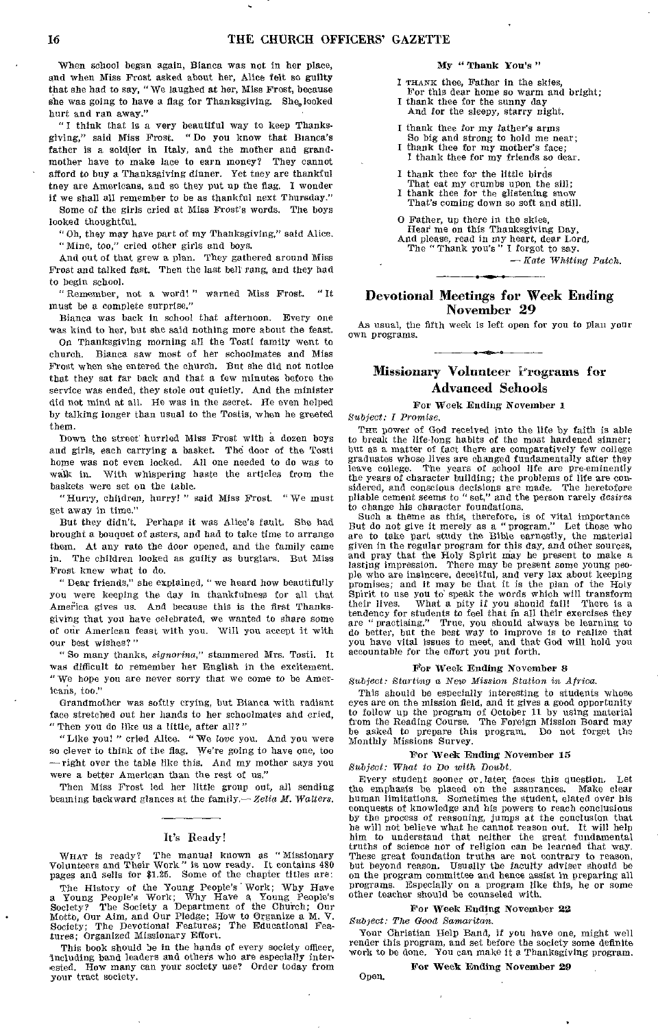When school began again, Bianca was not in her place, and when Miss Frost asked about her, Alice felt so guilty that she had to say, "We laughed at her, Miss Frost, because she was going to have a flag for Thanksgiving. She looked hurt and ran away."

"I think that is a very beautiful way to keep Thanksgiving," said Miss Frost. "Do you know that Bianca's father is a soldier in Italy, and the mother and grandmother have to make lace to earn money? They cannot afford to buy a Thanksgiving dinner. Yet they are thankful they are Americans, and so they put up the flag. I wonder if we shall all remember to be as thankful next Thursday."

Some of the girls cried at Miss Frost's words. The boys looked thoughtful.

"Oh, they may have part of my Thanksgiving," said Alice.

"Mine, too," cried other girls and boys.

And out of that grew a plan. They gathered around Miss Frost and talked fast. Then the last bell rang, and they had to begin school.

"Remember, not a word!" warned Miss Frost. "It must be a complete surprise."

Bianca was back in school that afternoon. Every one was kind to her, but she said nothing more about the feast.

On Thanksgiving morning all the Tosti family went to church. Bianca saw most of her schoolmates and Miss Frost when she entered the church. But she did not notice that they sat far back and that a few minutes before the service was ended, they stole out quietly. And the minister did not mind at all. He was in the secret. He even helped by talking longer than usual to the Tostis, when he greeted them.

Down the street hurried Miss Frost with a dozen boys and girls, each carrying a basket. The door of the Tosti home was not even locked. All one needed to do was to walk in. With whispering haste the articles from the baskets were set on the table.

"Hurry, children, hurry!" said Miss Frost. "We must get away in time."

But they didn't. Perhaps it was Alice's fault. She had brought a bouquet of asters, and had to take time to arrange them. At any rate the door opened, and the family came in. The children looked as guilty as burglars. But Miss Frost knew what to do.

"Dear friends," she explained, "we heard how beautifully you were keeping the day in thankfulness for all that America gives us. And because this is the first Thanksgiving that you have celebrated, we wanted to share some of our American feast with you. Will you accept it with our best wishes?"

"So many thanks, *signorina*," stammered Mrs. Tosti. It was difficult to remember her English in the excitement. "We hope you are never sorry that we come to be Americans, too."

Grandmother was softly crying, but Bianca with radiant face stretched out her hands to her schoolmates and cried, "Then you do like us a little, after all?"

"Like you!" cried Alice. "We *love* you. And you were so clever to think of the flag. We're going to have one, too — right over the table like this. And my mother says you were a better American than the rest of us."

Then Miss Frost led her little group out, all sending beaming backward glances at the family.— *Zelia M. Walters.*

## It's Ready!

What is ready? The manual known as "Missionary Volunteers and Their Work" is now ready. It contains 480 pages and sells for $1.25. Some of the chapter titles are:

The History of the Young People's Work; Why Have a Young People's Work; Why Have a Young People's Society? The Society a Department of the Church; Our Motto, Our Aim, and Our Pledge; How to Organize a M. V. Society; The Devotional Features; The Educational Features; Organized Missionary Effort.

This book should be in the hands of every society officer, including band leaders and others who are especially interested. How many can your society use? Order today from your tract society.

### My "Thank You's"

I thank thee, Father in the skies,
For this dear home so warm and bright;
I thank thee for the sunny day
And for the sleepy, starry night.

I thank thee for my father's arms
So big and strong to hold me near;
I thank thee for my mother's face;
I thank thee for my friends so dear.

I thank thee for the little birds
That eat my crumbs upon the sill;
I thank thee for the glistening snow
That's coming down so soft and still.

O Father, up there in the skies,
Hear me on this Thanksgiving Day,
And please, read in my heart, dear Lord,
The "Thank you's" I forgot to say.

— *Kate Whiting Patch.*

## Devotional Meetings for Week Ending November 29

As usual, the fifth week is left open for you to plan your own programs.

## Missionary Volunteer Programs for Advanced Schools

### For Week Ending November 1

*Subject: I Promise.*

The power of God received into the life by faith is able to break the life-long habits of the most hardened sinner; but as a matter of fact there are comparatively few college graduates whose lives are changed fundamentally after they leave college. The years of school life are pre-eminently the years of character building; the problems of life are considered, and conscious decisions are made. The heretofore pliable cement seems to "set," and the person rarely desires to change his character foundations.

Such a theme as this, therefore, is of vital importance But do not give it merely as a "program." Let those who are to take part study the Bible earnestly, the material given in the regular program for this day, and other sources, and pray that the Holy Spirit may be present to make a lasting impression. There may be present some young people who are insincere, deceitful, and very lax about keeping promises; and it may be that it is the plan of the Holy Spirit to use you to speak the words which will transform their lives. What a pity if you should fail! There is a tendency for students to feel that in all their exercises they are "practising." True, you should always be learning to do better, but the best way to improve is to realize that you have vital issues to meet, and that God will hold you accountable for the effort you put forth.

### For Week Ending November 8

*Subject: Starting a New Mission Station in Africa.*

This should be especially interesting to students whose eyes are on the mission field, and it gives a good opportunity to follow up the program of October 11 by using material from the Reading Course. The Foreign Mission Board may be asked to prepare this program. Do not forget the Monthly Missions Survey.

### For Week Ending November 15

*Subject: What to Do with Doubt.*

Every student sooner or later faces this question. Let the emphasis be placed on the assurances. Make clear human limitations. Sometimes the student, elated over his conquests of knowledge and his powers to reach conclusions by the process of reasoning, jumps at the conclusion that he will not believe what he cannot reason out. It will help him to understand that neither the great fundamental truths of science nor of religion can be learned that way. These great foundation truths are not contrary to reason, but beyond reason. Usually the faculty adviser should be on the program committee and hence assist in preparing all programs. Especially on a program like this, he or some other teacher should be counseled with.

### For Week Ending November 22

*Subject: The Good Samaritan.*

Your Christian Help Band, if you have one, might well render this program, and set before the society some definite work to be done. You can make it a Thanksgiving program.

### For Week Ending November 29

Open.